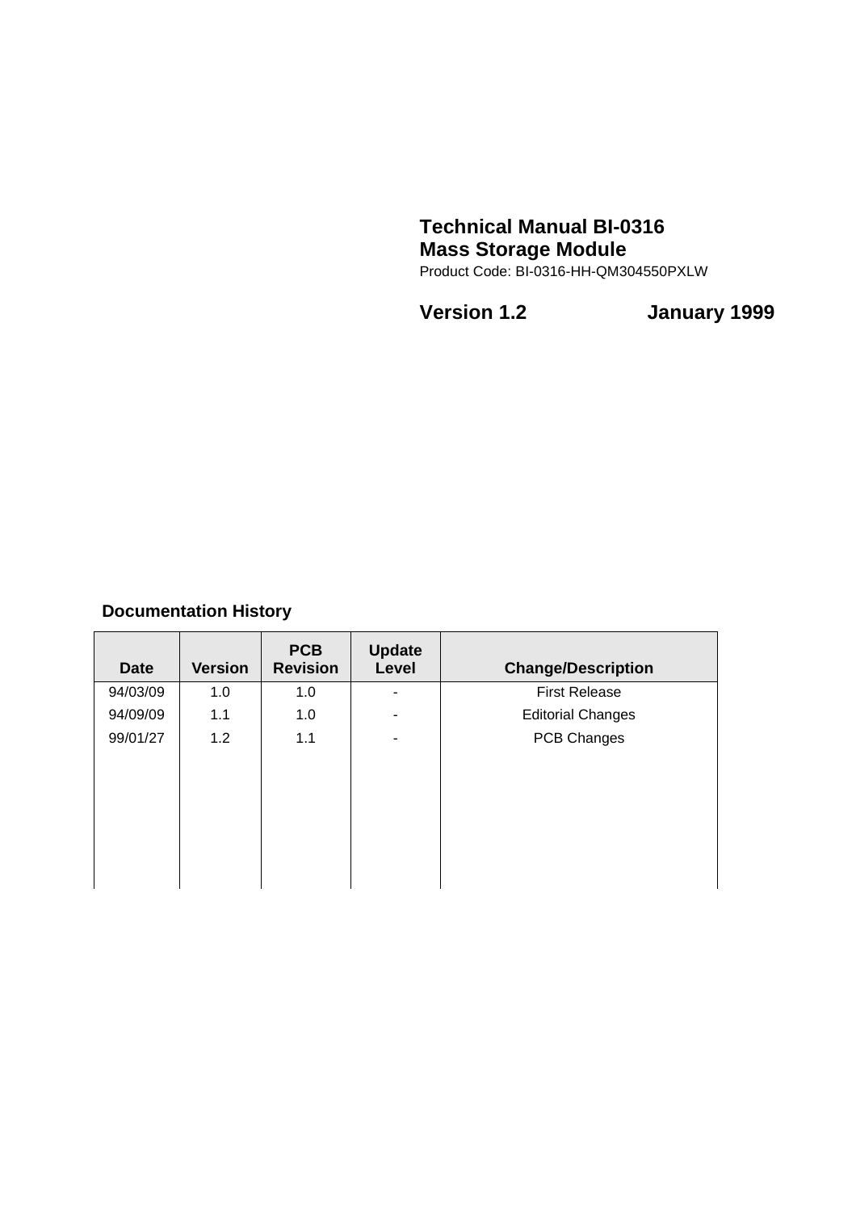# Technical Manual BI-0316
# Mass Storage Module

Product Code: BI-0316-HH-QM304550PXLW

**Version 1.2 January 1999**

**Documentation History**

| Date | Version | PCB Revision | Update Level | Change/Description |
|---|---|---|---|---|
| 94/03/09 | 1.0 | 1.0 | - | First Release |
| 94/09/09 | 1.1 | 1.0 | - | Editorial Changes |
| 99/01/27 | 1.2 | 1.1 | - | PCB Changes |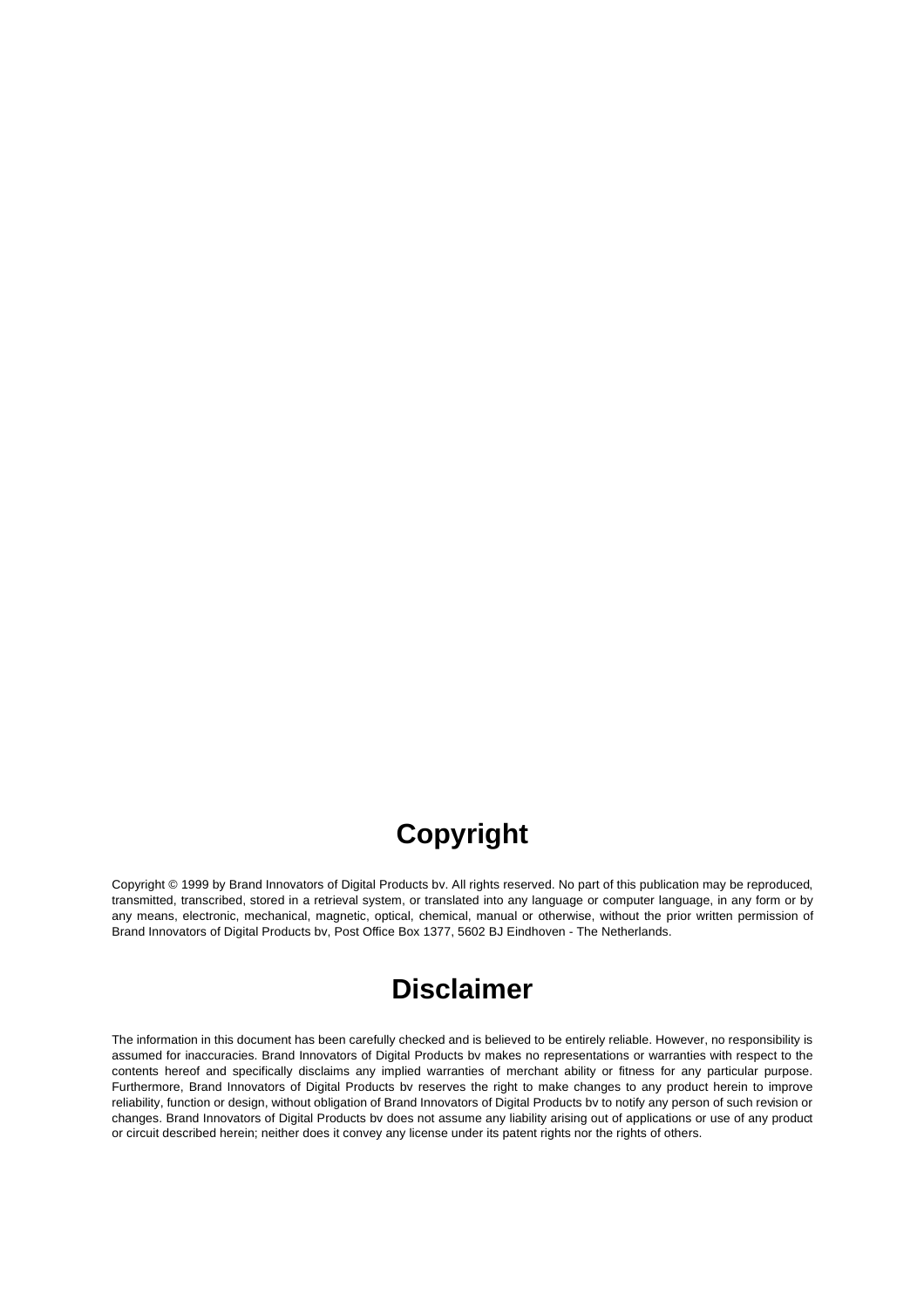# Copyright

Copyright © 1999 by Brand Innovators of Digital Products bv. All rights reserved. No part of this publication may be reproduced, transmitted, transcribed, stored in a retrieval system, or translated into any language or computer language, in any form or by any means, electronic, mechanical, magnetic, optical, chemical, manual or otherwise, without the prior written permission of Brand Innovators of Digital Products bv, Post Office Box 1377, 5602 BJ Eindhoven - The Netherlands.

# Disclaimer

The information in this document has been carefully checked and is believed to be entirely reliable. However, no responsibility is assumed for inaccuracies. Brand Innovators of Digital Products bv makes no representations or warranties with respect to the contents hereof and specifically disclaims any implied warranties of merchant ability or fitness for any particular purpose. Furthermore, Brand Innovators of Digital Products bv reserves the right to make changes to any product herein to improve reliability, function or design, without obligation of Brand Innovators of Digital Products bv to notify any person of such revision or changes. Brand Innovators of Digital Products bv does not assume any liability arising out of applications or use of any product or circuit described herein; neither does it convey any license under its patent rights nor the rights of others.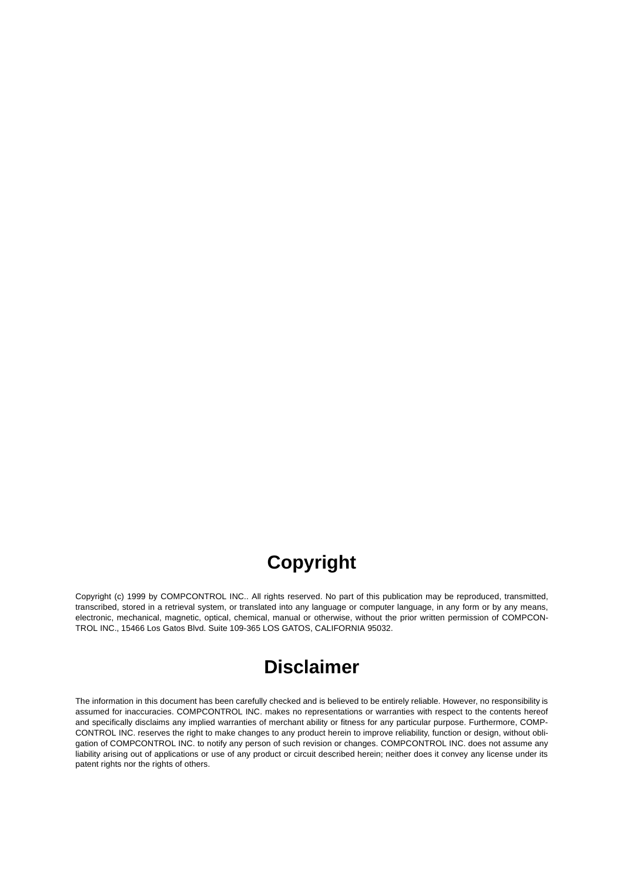# Copyright

Copyright (c) 1999 by COMPCONTROL INC.. All rights reserved. No part of this publication may be reproduced, transmitted, transcribed, stored in a retrieval system, or translated into any language or computer language, in any form or by any means, electronic, mechanical, magnetic, optical, chemical, manual or otherwise, without the prior written permission of COMPCONTROL INC., 15466 Los Gatos Blvd. Suite 109-365 LOS GATOS, CALIFORNIA 95032.

# Disclaimer

The information in this document has been carefully checked and is believed to be entirely reliable. However, no responsibility is assumed for inaccuracies. COMPCONTROL INC. makes no representations or warranties with respect to the contents hereof and specifically disclaims any implied warranties of merchant ability or fitness for any particular purpose. Furthermore, COMPCONTROL INC. reserves the right to make changes to any product herein to improve reliability, function or design, without obligation of COMPCONTROL INC. to notify any person of such revision or changes. COMPCONTROL INC. does not assume any liability arising out of applications or use of any product or circuit described herein; neither does it convey any license under its patent rights nor the rights of others.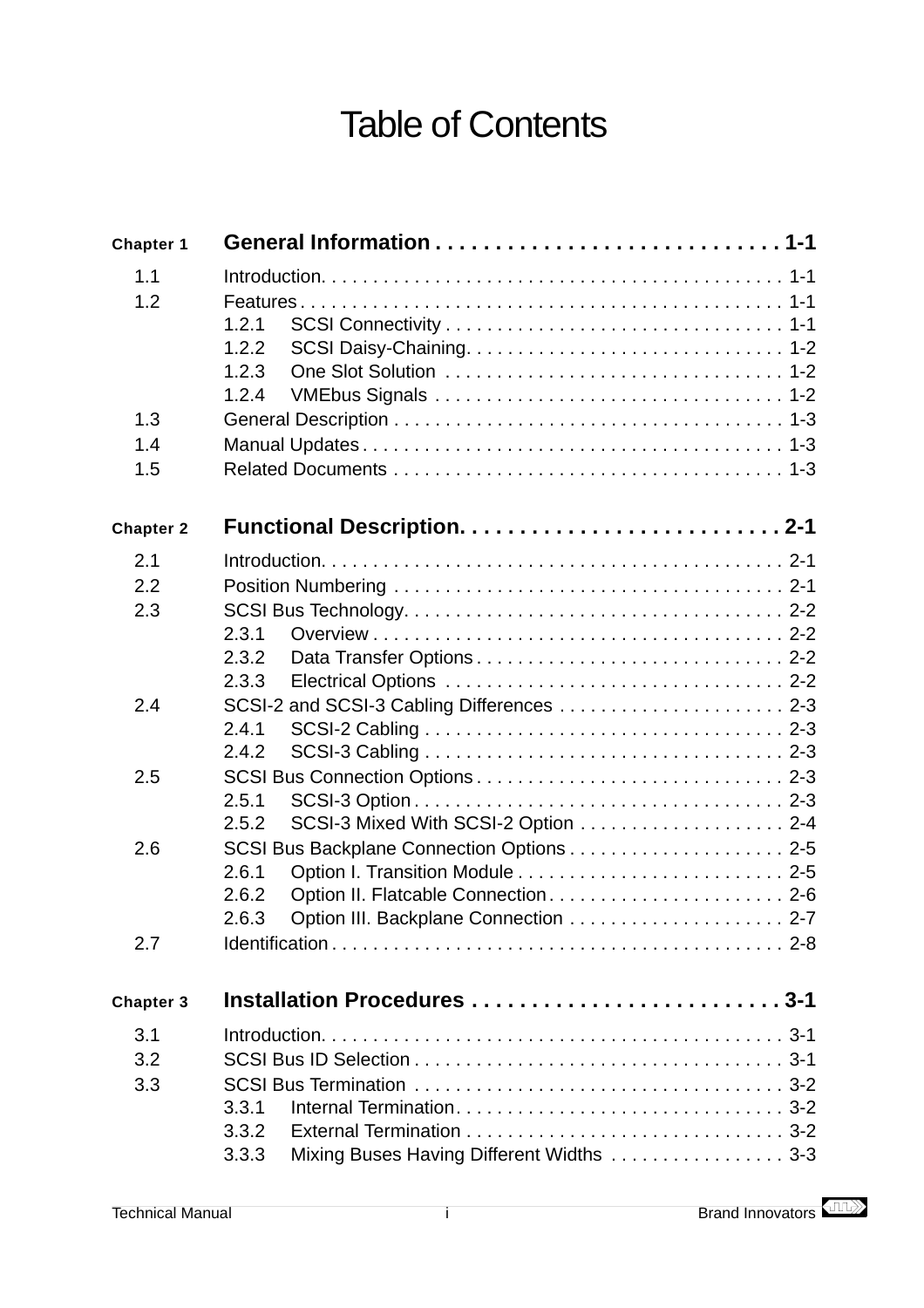# Table of Contents

**Chapter 1 General Information . . . . . . . . . . . . . . . . . . . . . . . . . . . . 1-1**

1.1 Introduction. . . . . . . . . . . . . . . . . . . . . . . . . . . . . . . . . . . . . . . . . . . . 1-1
1.2 Features . . . . . . . . . . . . . . . . . . . . . . . . . . . . . . . . . . . . . . . . . . . . . . 1-1
  1.2.1 SCSI Connectivity . . . . . . . . . . . . . . . . . . . . . . . . . . . . . . . . . 1-1
  1.2.2 SCSI Daisy-Chaining. . . . . . . . . . . . . . . . . . . . . . . . . . . . . . . 1-2
  1.2.3 One Slot Solution . . . . . . . . . . . . . . . . . . . . . . . . . . . . . . . . . 1-2
  1.2.4 VMEbus Signals . . . . . . . . . . . . . . . . . . . . . . . . . . . . . . . . . . 1-2
1.3 General Description . . . . . . . . . . . . . . . . . . . . . . . . . . . . . . . . . . . . . . 1-3
1.4 Manual Updates . . . . . . . . . . . . . . . . . . . . . . . . . . . . . . . . . . . . . . . . . 1-3
1.5 Related Documents . . . . . . . . . . . . . . . . . . . . . . . . . . . . . . . . . . . . . . 1-3

**Chapter 2 Functional Description. . . . . . . . . . . . . . . . . . . . . . . . . . 2-1**

2.1 Introduction. . . . . . . . . . . . . . . . . . . . . . . . . . . . . . . . . . . . . . . . . . . . 2-1
2.2 Position Numbering . . . . . . . . . . . . . . . . . . . . . . . . . . . . . . . . . . . . . . 2-1
2.3 SCSI Bus Technology. . . . . . . . . . . . . . . . . . . . . . . . . . . . . . . . . . . . . 2-2
  2.3.1 Overview . . . . . . . . . . . . . . . . . . . . . . . . . . . . . . . . . . . . . . . . 2-2
  2.3.2 Data Transfer Options . . . . . . . . . . . . . . . . . . . . . . . . . . . . . . 2-2
  2.3.3 Electrical Options . . . . . . . . . . . . . . . . . . . . . . . . . . . . . . . . . 2-2
2.4 SCSI-2 and SCSI-3 Cabling Differences . . . . . . . . . . . . . . . . . . . . . . 2-3
  2.4.1 SCSI-2 Cabling . . . . . . . . . . . . . . . . . . . . . . . . . . . . . . . . . . . 2-3
  2.4.2 SCSI-3 Cabling . . . . . . . . . . . . . . . . . . . . . . . . . . . . . . . . . . . 2-3
2.5 SCSI Bus Connection Options . . . . . . . . . . . . . . . . . . . . . . . . . . . . . . 2-3
  2.5.1 SCSI-3 Option . . . . . . . . . . . . . . . . . . . . . . . . . . . . . . . . . . . . 2-3
  2.5.2 SCSI-3 Mixed With SCSI-2 Option . . . . . . . . . . . . . . . . . . . . 2-4
2.6 SCSI Bus Backplane Connection Options . . . . . . . . . . . . . . . . . . . . . 2-5
  2.6.1 Option I. Transition Module . . . . . . . . . . . . . . . . . . . . . . . . . . 2-5
  2.6.2 Option II. Flatcable Connection . . . . . . . . . . . . . . . . . . . . . . . 2-6
  2.6.3 Option III. Backplane Connection . . . . . . . . . . . . . . . . . . . . . 2-7
2.7 Identification . . . . . . . . . . . . . . . . . . . . . . . . . . . . . . . . . . . . . . . . . . . 2-8

**Chapter 3 Installation Procedures . . . . . . . . . . . . . . . . . . . . . . . . . . 3-1**

3.1 Introduction. . . . . . . . . . . . . . . . . . . . . . . . . . . . . . . . . . . . . . . . . . . . 3-1
3.2 SCSI Bus ID Selection . . . . . . . . . . . . . . . . . . . . . . . . . . . . . . . . . . . . 3-1
3.3 SCSI Bus Termination . . . . . . . . . . . . . . . . . . . . . . . . . . . . . . . . . . . . 3-2
  3.3.1 Internal Termination. . . . . . . . . . . . . . . . . . . . . . . . . . . . . . . . 3-2
  3.3.2 External Termination . . . . . . . . . . . . . . . . . . . . . . . . . . . . . . . 3-2
  3.3.3 Mixing Buses Having Different Widths . . . . . . . . . . . . . . . . . 3-3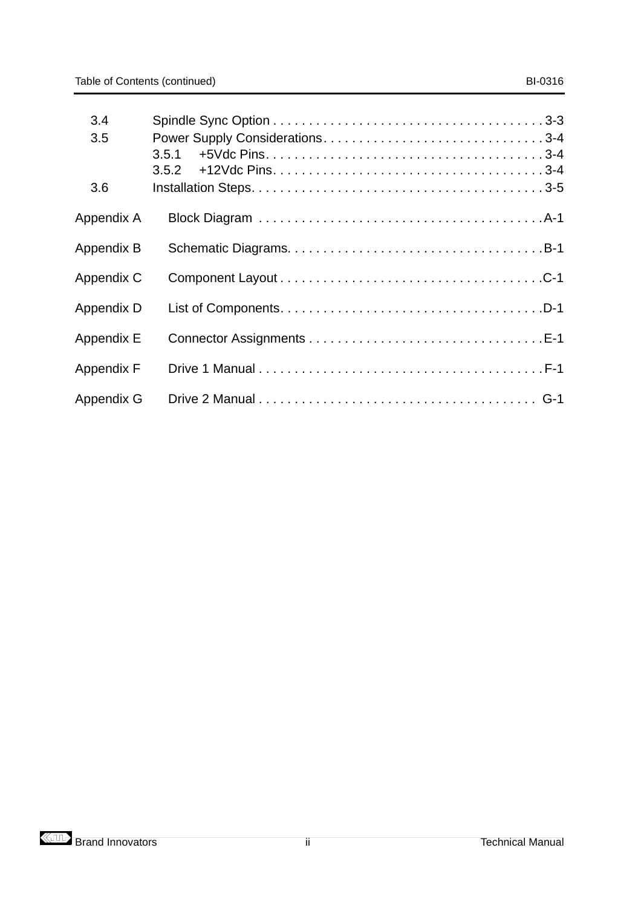3.4 Spindle Sync Option . . . . . . . . . . . . . . . . . . . . . . . . . . . . . . . . . . . . . . 3-3

3.5 Power Supply Considerations . . . . . . . . . . . . . . . . . . . . . . . . . . . . . . . 3-4

- 3.5.1 +5Vdc Pins . . . . . . . . . . . . . . . . . . . . . . . . . . . . . . . . . . . . . . 3-4
- 3.5.2 +12Vdc Pins . . . . . . . . . . . . . . . . . . . . . . . . . . . . . . . . . . . . . 3-4

3.6 Installation Steps . . . . . . . . . . . . . . . . . . . . . . . . . . . . . . . . . . . . . . . . . 3-5

Appendix A Block Diagram . . . . . . . . . . . . . . . . . . . . . . . . . . . . . . . . . . . . . . . A-1

Appendix B Schematic Diagrams . . . . . . . . . . . . . . . . . . . . . . . . . . . . . . . . . . . B-1

Appendix C Component Layout . . . . . . . . . . . . . . . . . . . . . . . . . . . . . . . . . . . . C-1

Appendix D List of Components . . . . . . . . . . . . . . . . . . . . . . . . . . . . . . . . . . . . D-1

Appendix E Connector Assignments . . . . . . . . . . . . . . . . . . . . . . . . . . . . . . . . E-1

Appendix F Drive 1 Manual . . . . . . . . . . . . . . . . . . . . . . . . . . . . . . . . . . . . . . . . F-1

Appendix G Drive 2 Manual . . . . . . . . . . . . . . . . . . . . . . . . . . . . . . . . . . . . . . . G-1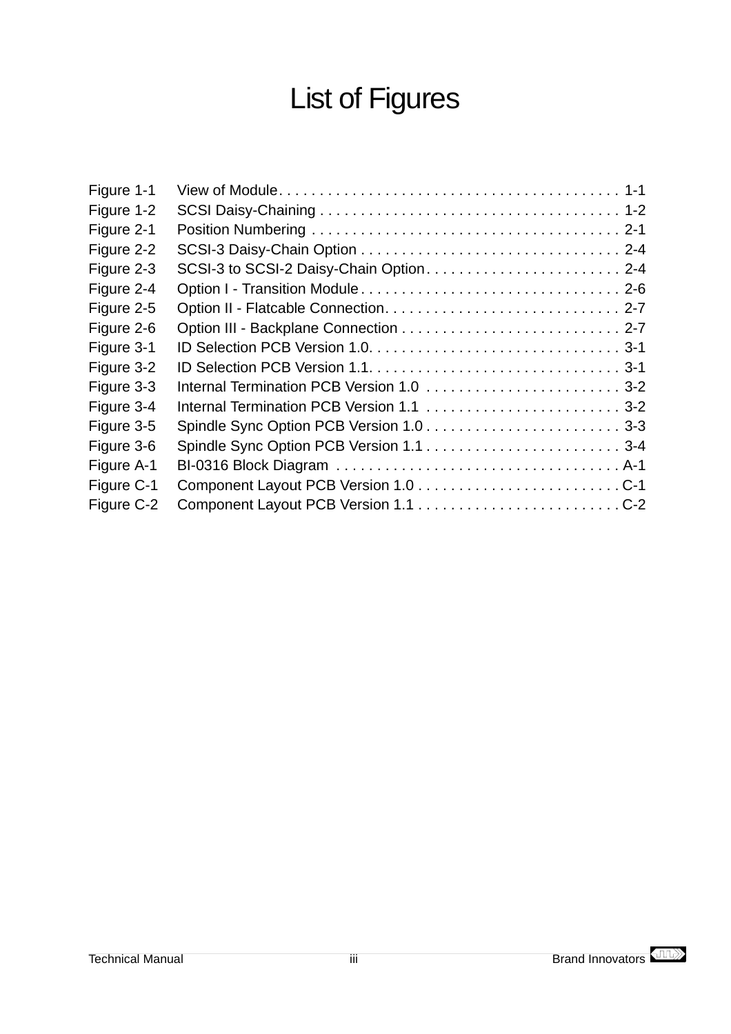# List of Figures

| | | |
|---|---|---|
| Figure 1-1 | View of Module | 1-1 |
| Figure 1-2 | SCSI Daisy-Chaining | 1-2 |
| Figure 2-1 | Position Numbering | 2-1 |
| Figure 2-2 | SCSI-3 Daisy-Chain Option | 2-4 |
| Figure 2-3 | SCSI-3 to SCSI-2 Daisy-Chain Option | 2-4 |
| Figure 2-4 | Option I - Transition Module | 2-6 |
| Figure 2-5 | Option II - Flatcable Connection | 2-7 |
| Figure 2-6 | Option III - Backplane Connection | 2-7 |
| Figure 3-1 | ID Selection PCB Version 1.0 | 3-1 |
| Figure 3-2 | ID Selection PCB Version 1.1 | 3-1 |
| Figure 3-3 | Internal Termination PCB Version 1.0 | 3-2 |
| Figure 3-4 | Internal Termination PCB Version 1.1 | 3-2 |
| Figure 3-5 | Spindle Sync Option PCB Version 1.0 | 3-3 |
| Figure 3-6 | Spindle Sync Option PCB Version 1.1 | 3-4 |
| Figure A-1 | BI-0316 Block Diagram | A-1 |
| Figure C-1 | Component Layout PCB Version 1.0 | C-1 |
| Figure C-2 | Component Layout PCB Version 1.1 | C-2 |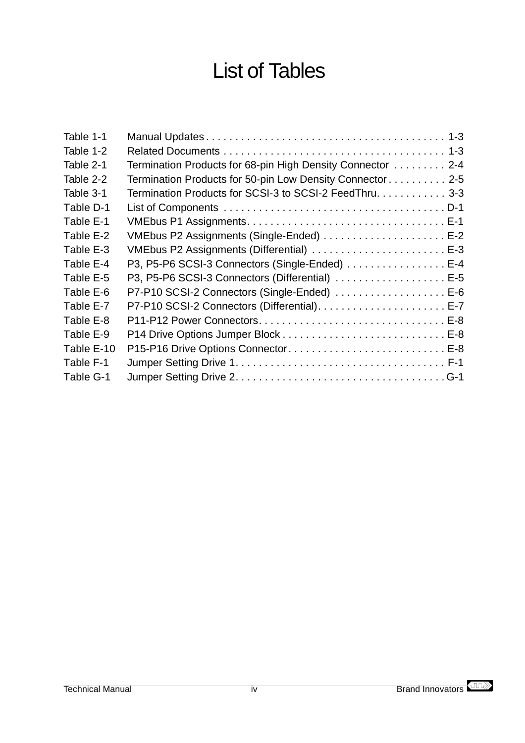# List of Tables

| | | |
|---|---|---|
| Table 1-1 | Manual Updates | 1-3 |
| Table 1-2 | Related Documents | 1-3 |
| Table 2-1 | Termination Products for 68-pin High Density Connector | 2-4 |
| Table 2-2 | Termination Products for 50-pin Low Density Connector | 2-5 |
| Table 3-1 | Termination Products for SCSI-3 to SCSI-2 FeedThru. | 3-3 |
| Table D-1 | List of Components | D-1 |
| Table E-1 | VMEbus P1 Assignments | E-1 |
| Table E-2 | VMEbus P2 Assignments (Single-Ended) | E-2 |
| Table E-3 | VMEbus P2 Assignments (Differential) | E-3 |
| Table E-4 | P3, P5-P6 SCSI-3 Connectors (Single-Ended) | E-4 |
| Table E-5 | P3, P5-P6 SCSI-3 Connectors (Differential) | E-5 |
| Table E-6 | P7-P10 SCSI-2 Connectors (Single-Ended) | E-6 |
| Table E-7 | P7-P10 SCSI-2 Connectors (Differential) | E-7 |
| Table E-8 | P11-P12 Power Connectors | E-8 |
| Table E-9 | P14 Drive Options Jumper Block | E-8 |
| Table E-10 | P15-P16 Drive Options Connector | E-8 |
| Table F-1 | Jumper Setting Drive 1 | F-1 |
| Table G-1 | Jumper Setting Drive 2 | G-1 |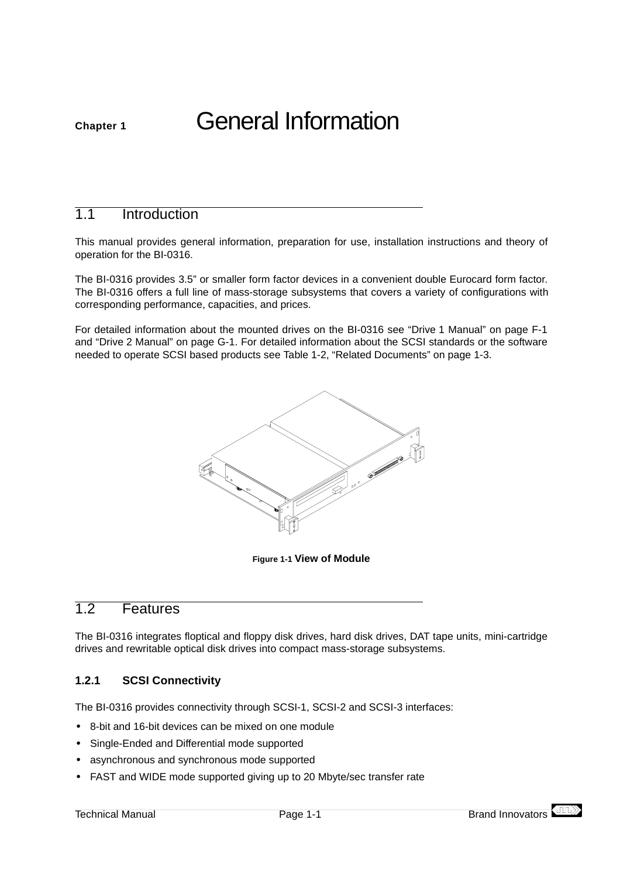# Chapter 1 General Information

## 1.1 Introduction

This manual provides general information, preparation for use, installation instructions and theory of operation for the BI-0316.

The BI-0316 provides 3.5” or smaller form factor devices in a convenient double Eurocard form factor. The BI-0316 offers a full line of mass-storage subsystems that covers a variety of configurations with corresponding performance, capacities, and prices.

For detailed information about the mounted drives on the BI-0316 see “Drive 1 Manual” on page F-1 and “Drive 2 Manual” on page G-1. For detailed information about the SCSI standards or the software needed to operate SCSI based products see Table 1-2, “Related Documents” on page 1-3.

**Figure 1-1 View of Module**

## 1.2 Features

The BI-0316 integrates floptical and floppy disk drives, hard disk drives, DAT tape units, mini-cartridge drives and rewritable optical disk drives into compact mass-storage subsystems.

### 1.2.1 SCSI Connectivity

The BI-0316 provides connectivity through SCSI-1, SCSI-2 and SCSI-3 interfaces:

- 8-bit and 16-bit devices can be mixed on one module
- Single-Ended and Differential mode supported
- asynchronous and synchronous mode supported
- FAST and WIDE mode supported giving up to 20 Mbyte/sec transfer rate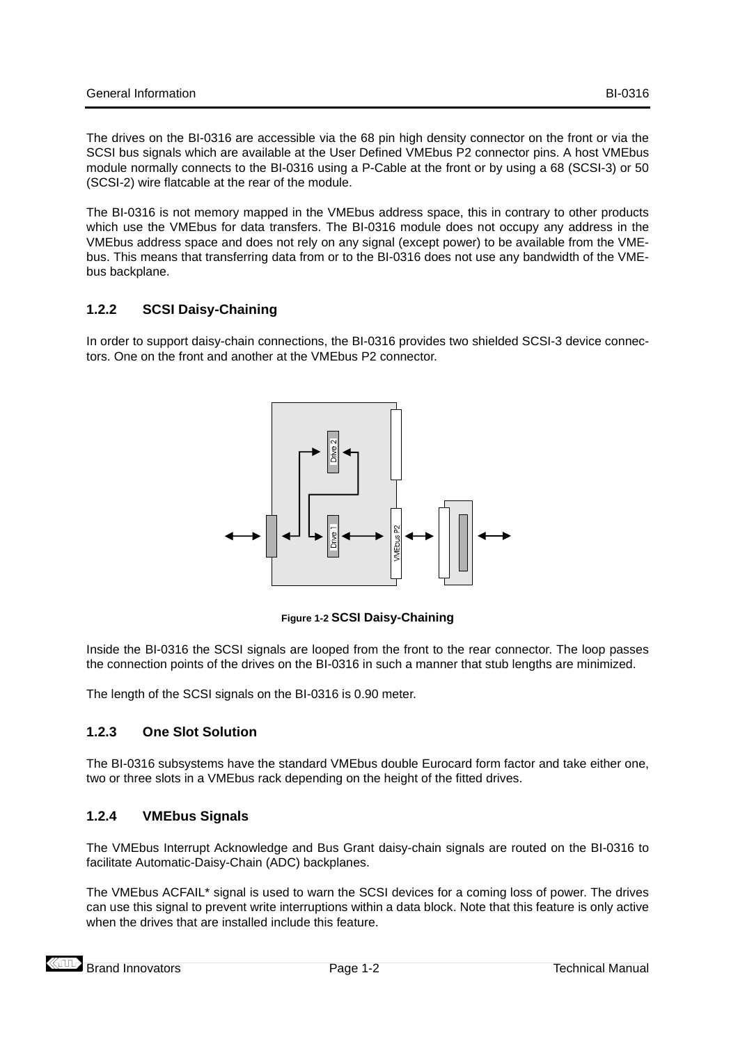The drives on the BI-0316 are accessible via the 68 pin high density connector on the front or via the SCSI bus signals which are available at the User Defined VMEbus P2 connector pins. A host VMEbus module normally connects to the BI-0316 using a P-Cable at the front or by using a 68 (SCSI-3) or 50 (SCSI-2) wire flatcable at the rear of the module.

The BI-0316 is not memory mapped in the VMEbus address space, this in contrary to other products which use the VMEbus for data transfers. The BI-0316 module does not occupy any address in the VMEbus address space and does not rely on any signal (except power) to be available from the VMEbus. This means that transferring data from or to the BI-0316 does not use any bandwidth of the VMEbus backplane.

### 1.2.2 SCSI Daisy-Chaining

In order to support daisy-chain connections, the BI-0316 provides two shielded SCSI-3 device connectors. One on the front and another at the VMEbus P2 connector.

**Figure 1-2 SCSI Daisy-Chaining**

Inside the BI-0316 the SCSI signals are looped from the front to the rear connector. The loop passes the connection points of the drives on the BI-0316 in such a manner that stub lengths are minimized.

The length of the SCSI signals on the BI-0316 is 0.90 meter.

### 1.2.3 One Slot Solution

The BI-0316 subsystems have the standard VMEbus double Eurocard form factor and take either one, two or three slots in a VMEbus rack depending on the height of the fitted drives.

### 1.2.4 VMEbus Signals

The VMEbus Interrupt Acknowledge and Bus Grant daisy-chain signals are routed on the BI-0316 to facilitate Automatic-Daisy-Chain (ADC) backplanes.

The VMEbus ACFAIL* signal is used to warn the SCSI devices for a coming loss of power. The drives can use this signal to prevent write interruptions within a data block. Note that this feature is only active when the drives that are installed include this feature.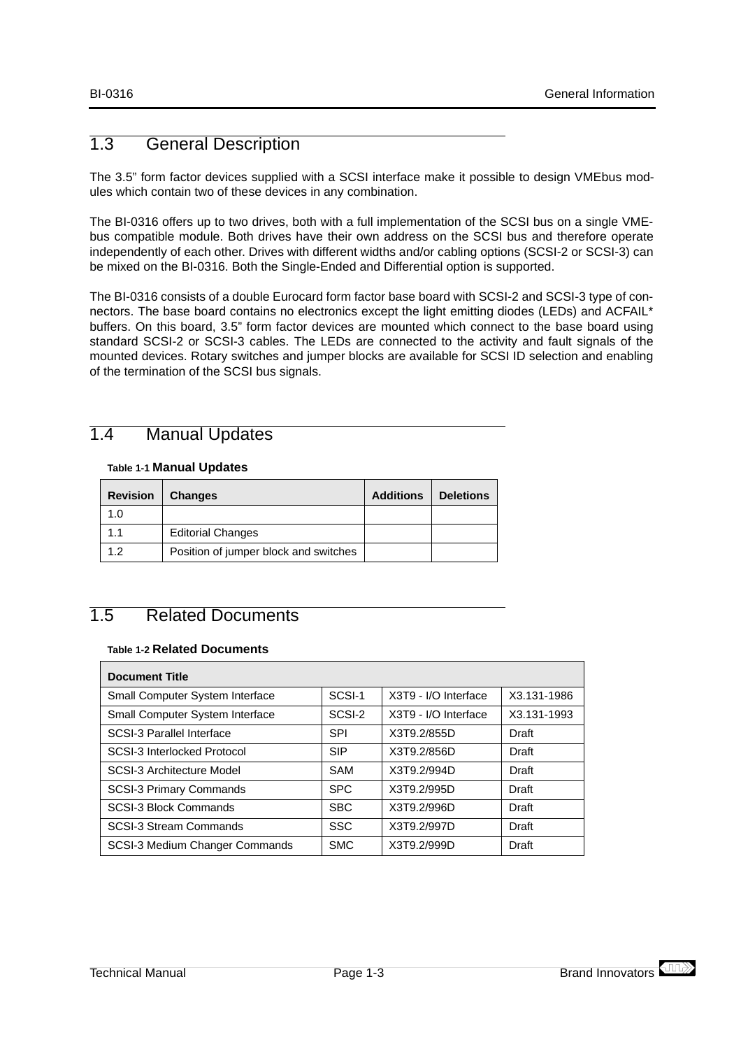## 1.3 General Description

The 3.5” form factor devices supplied with a SCSI interface make it possible to design VMEbus modules which contain two of these devices in any combination.

The BI-0316 offers up to two drives, both with a full implementation of the SCSI bus on a single VMEbus compatible module. Both drives have their own address on the SCSI bus and therefore operate independently of each other. Drives with different widths and/or cabling options (SCSI-2 or SCSI-3) can be mixed on the BI-0316. Both the Single-Ended and Differential option is supported.

The BI-0316 consists of a double Eurocard form factor base board with SCSI-2 and SCSI-3 type of connectors. The base board contains no electronics except the light emitting diodes (LEDs) and ACFAIL* buffers. On this board, 3.5” form factor devices are mounted which connect to the base board using standard SCSI-2 or SCSI-3 cables. The LEDs are connected to the activity and fault signals of the mounted devices. Rotary switches and jumper blocks are available for SCSI ID selection and enabling of the termination of the SCSI bus signals.

## 1.4 Manual Updates

**Table 1-1 Manual Updates**

| Revision | Changes | Additions | Deletions |
|---|---|---|---|
| 1.0 | | | |
| 1.1 | Editorial Changes | | |
| 1.2 | Position of jumper block and switches | | |

## 1.5 Related Documents

**Table 1-2 Related Documents**

| Document Title | | | |
|---|---|---|---|
| Small Computer System Interface | SCSI-1 | X3T9 - I/O Interface | X3.131-1986 |
| Small Computer System Interface | SCSI-2 | X3T9 - I/O Interface | X3.131-1993 |
| SCSI-3 Parallel Interface | SPI | X3T9.2/855D | Draft |
| SCSI-3 Interlocked Protocol | SIP | X3T9.2/856D | Draft |
| SCSI-3 Architecture Model | SAM | X3T9.2/994D | Draft |
| SCSI-3 Primary Commands | SPC | X3T9.2/995D | Draft |
| SCSI-3 Block Commands | SBC | X3T9.2/996D | Draft |
| SCSI-3 Stream Commands | SSC | X3T9.2/997D | Draft |
| SCSI-3 Medium Changer Commands | SMC | X3T9.2/999D | Draft |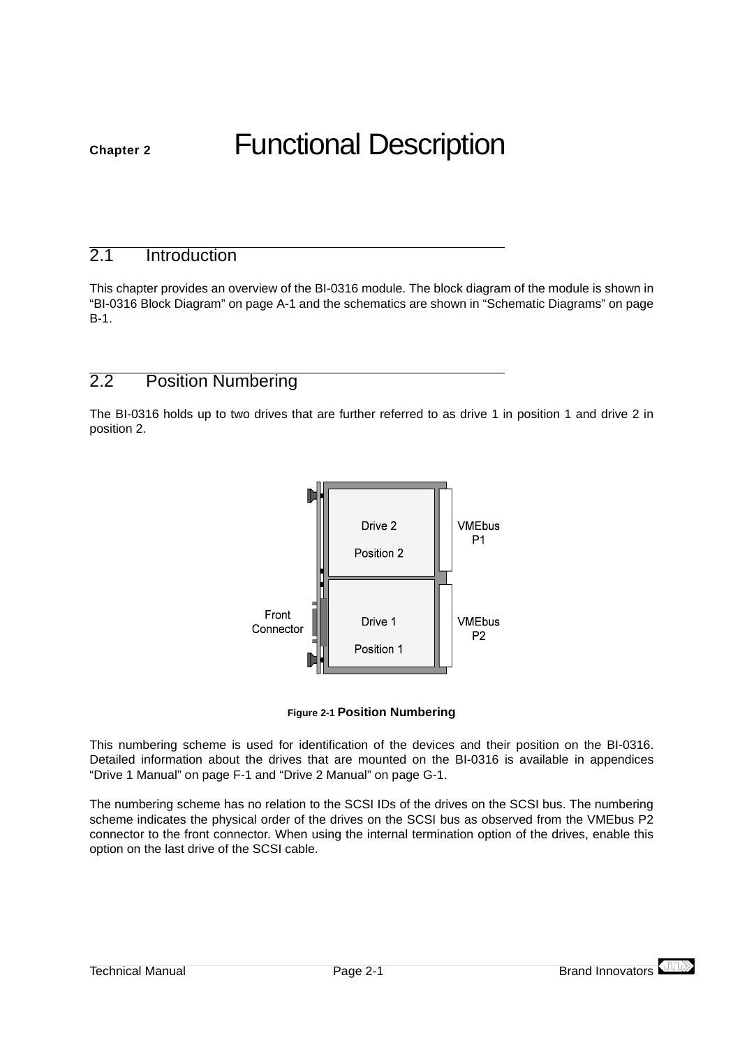# Chapter 2 Functional Description

## 2.1 Introduction

This chapter provides an overview of the BI-0316 module. The block diagram of the module is shown in “BI-0316 Block Diagram” on page A-1 and the schematics are shown in “Schematic Diagrams” on page B-1.

## 2.2 Position Numbering

The BI-0316 holds up to two drives that are further referred to as drive 1 in position 1 and drive 2 in position 2.

Drive 2

Position 2

VMEbus P1

Front Connector

Drive 1

Position 1

VMEbus P2

Figure 2-1 **Position Numbering**

This numbering scheme is used for identification of the devices and their position on the BI-0316. Detailed information about the drives that are mounted on the BI-0316 is available in appendices “Drive 1 Manual” on page F-1 and “Drive 2 Manual” on page G-1.

The numbering scheme has no relation to the SCSI IDs of the drives on the SCSI bus. The numbering scheme indicates the physical order of the drives on the SCSI bus as observed from the VMEbus P2 connector to the front connector. When using the internal termination option of the drives, enable this option on the last drive of the SCSI cable.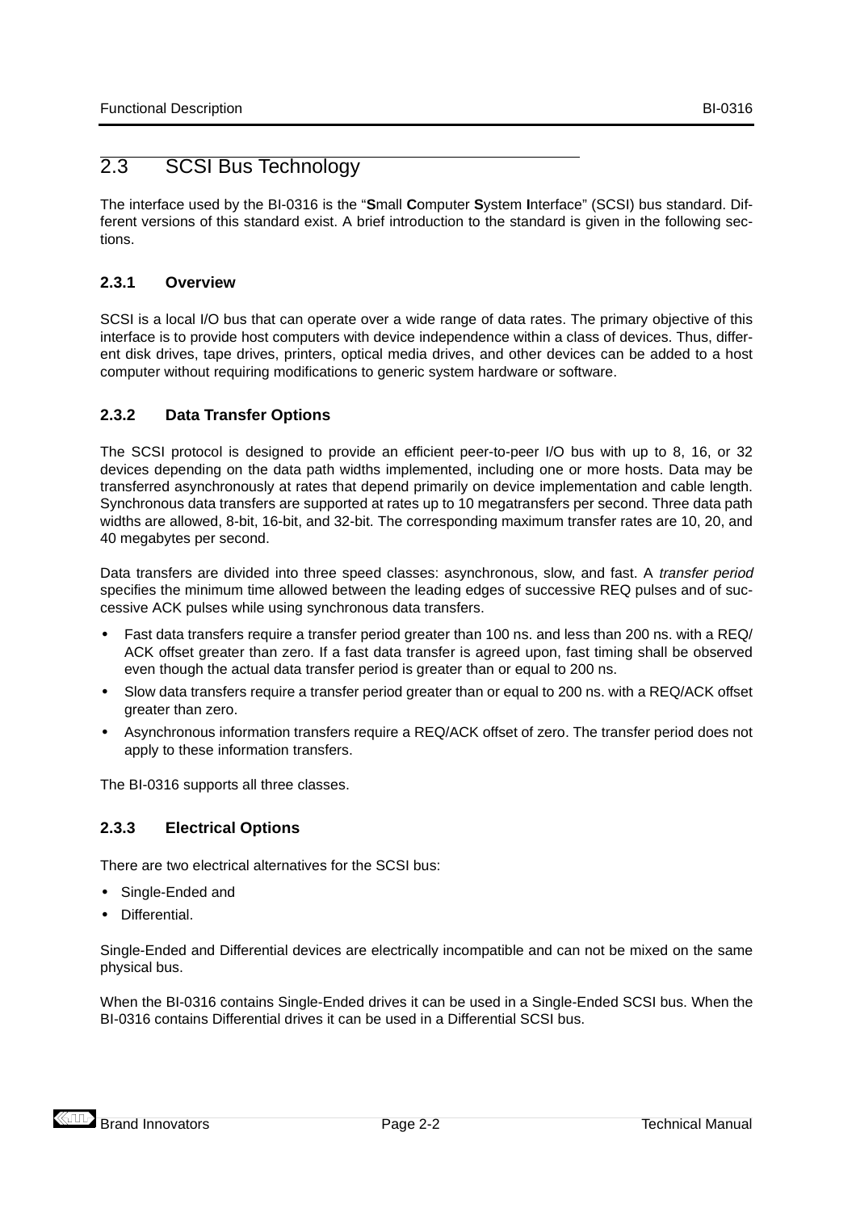## 2.3 SCSI Bus Technology

The interface used by the BI-0316 is the "**S**mall **C**omputer **S**ystem **I**nterface" (SCSI) bus standard. Different versions of this standard exist. A brief introduction to the standard is given in the following sections.

### 2.3.1 Overview

SCSI is a local I/O bus that can operate over a wide range of data rates. The primary objective of this interface is to provide host computers with device independence within a class of devices. Thus, different disk drives, tape drives, printers, optical media drives, and other devices can be added to a host computer without requiring modifications to generic system hardware or software.

### 2.3.2 Data Transfer Options

The SCSI protocol is designed to provide an efficient peer-to-peer I/O bus with up to 8, 16, or 32 devices depending on the data path widths implemented, including one or more hosts. Data may be transferred asynchronously at rates that depend primarily on device implementation and cable length. Synchronous data transfers are supported at rates up to 10 megatransfers per second. Three data path widths are allowed, 8-bit, 16-bit, and 32-bit. The corresponding maximum transfer rates are 10, 20, and 40 megabytes per second.

Data transfers are divided into three speed classes: asynchronous, slow, and fast. A *transfer period* specifies the minimum time allowed between the leading edges of successive REQ pulses and of successive ACK pulses while using synchronous data transfers.

- Fast data transfers require a transfer period greater than 100 ns. and less than 200 ns. with a REQ/ACK offset greater than zero. If a fast data transfer is agreed upon, fast timing shall be observed even though the actual data transfer period is greater than or equal to 200 ns.
- Slow data transfers require a transfer period greater than or equal to 200 ns. with a REQ/ACK offset greater than zero.
- Asynchronous information transfers require a REQ/ACK offset of zero. The transfer period does not apply to these information transfers.

The BI-0316 supports all three classes.

### 2.3.3 Electrical Options

There are two electrical alternatives for the SCSI bus:

- Single-Ended and
- Differential.

Single-Ended and Differential devices are electrically incompatible and can not be mixed on the same physical bus.

When the BI-0316 contains Single-Ended drives it can be used in a Single-Ended SCSI bus. When the BI-0316 contains Differential drives it can be used in a Differential SCSI bus.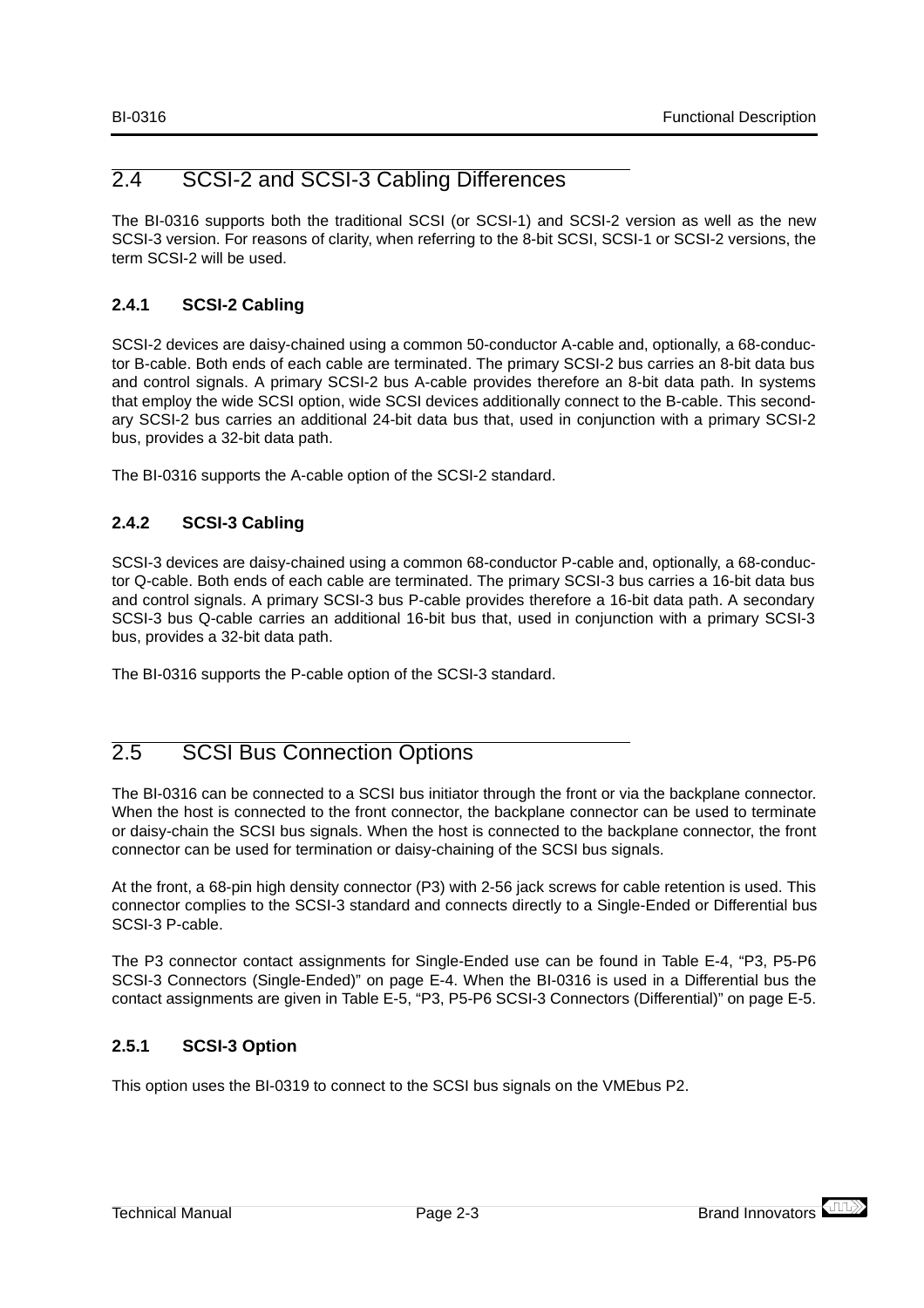## 2.4 SCSI-2 and SCSI-3 Cabling Differences

The BI-0316 supports both the traditional SCSI (or SCSI-1) and SCSI-2 version as well as the new SCSI-3 version. For reasons of clarity, when referring to the 8-bit SCSI, SCSI-1 or SCSI-2 versions, the term SCSI-2 will be used.

### 2.4.1 SCSI-2 Cabling

SCSI-2 devices are daisy-chained using a common 50-conductor A-cable and, optionally, a 68-conductor B-cable. Both ends of each cable are terminated. The primary SCSI-2 bus carries an 8-bit data bus and control signals. A primary SCSI-2 bus A-cable provides therefore an 8-bit data path. In systems that employ the wide SCSI option, wide SCSI devices additionally connect to the B-cable. This secondary SCSI-2 bus carries an additional 24-bit data bus that, used in conjunction with a primary SCSI-2 bus, provides a 32-bit data path.

The BI-0316 supports the A-cable option of the SCSI-2 standard.

### 2.4.2 SCSI-3 Cabling

SCSI-3 devices are daisy-chained using a common 68-conductor P-cable and, optionally, a 68-conductor Q-cable. Both ends of each cable are terminated. The primary SCSI-3 bus carries a 16-bit data bus and control signals. A primary SCSI-3 bus P-cable provides therefore a 16-bit data path. A secondary SCSI-3 bus Q-cable carries an additional 16-bit bus that, used in conjunction with a primary SCSI-3 bus, provides a 32-bit data path.

The BI-0316 supports the P-cable option of the SCSI-3 standard.

## 2.5 SCSI Bus Connection Options

The BI-0316 can be connected to a SCSI bus initiator through the front or via the backplane connector. When the host is connected to the front connector, the backplane connector can be used to terminate or daisy-chain the SCSI bus signals. When the host is connected to the backplane connector, the front connector can be used for termination or daisy-chaining of the SCSI bus signals.

At the front, a 68-pin high density connector (P3) with 2-56 jack screws for cable retention is used. This connector complies to the SCSI-3 standard and connects directly to a Single-Ended or Differential bus SCSI-3 P-cable.

The P3 connector contact assignments for Single-Ended use can be found in Table E-4, “P3, P5-P6 SCSI-3 Connectors (Single-Ended)” on page E-4. When the BI-0316 is used in a Differential bus the contact assignments are given in Table E-5, “P3, P5-P6 SCSI-3 Connectors (Differential)” on page E-5.

### 2.5.1 SCSI-3 Option

This option uses the BI-0319 to connect to the SCSI bus signals on the VMEbus P2.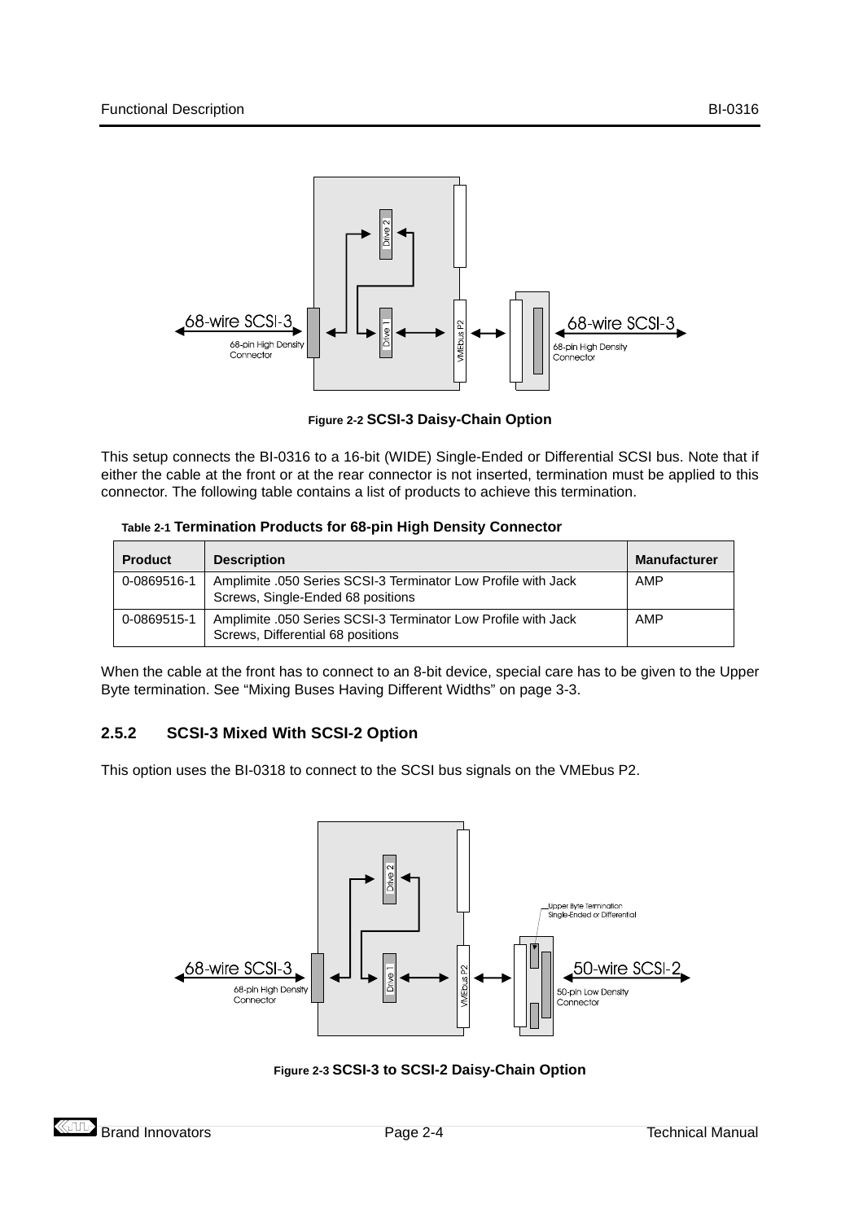Figure 2-2 SCSI-3 Daisy-Chain Option

This setup connects the BI-0316 to a 16-bit (WIDE) Single-Ended or Differential SCSI bus. Note that if either the cable at the front or at the rear connector is not inserted, termination must be applied to this connector. The following table contains a list of products to achieve this termination.

Table 2-1 Termination Products for 68-pin High Density Connector

| Product | Description | Manufacturer |
|---|---|---|
| 0-0869516-1 | Amplimite .050 Series SCSI-3 Terminator Low Profile with Jack Screws, Single-Ended 68 positions | AMP |
| 0-0869515-1 | Amplimite .050 Series SCSI-3 Terminator Low Profile with Jack Screws, Differential 68 positions | AMP |

When the cable at the front has to connect to an 8-bit device, special care has to be given to the Upper Byte termination. See “Mixing Buses Having Different Widths” on page 3-3.

### 2.5.2 SCSI-3 Mixed With SCSI-2 Option

This option uses the BI-0318 to connect to the SCSI bus signals on the VMEbus P2.

Figure 2-3 SCSI-3 to SCSI-2 Daisy-Chain Option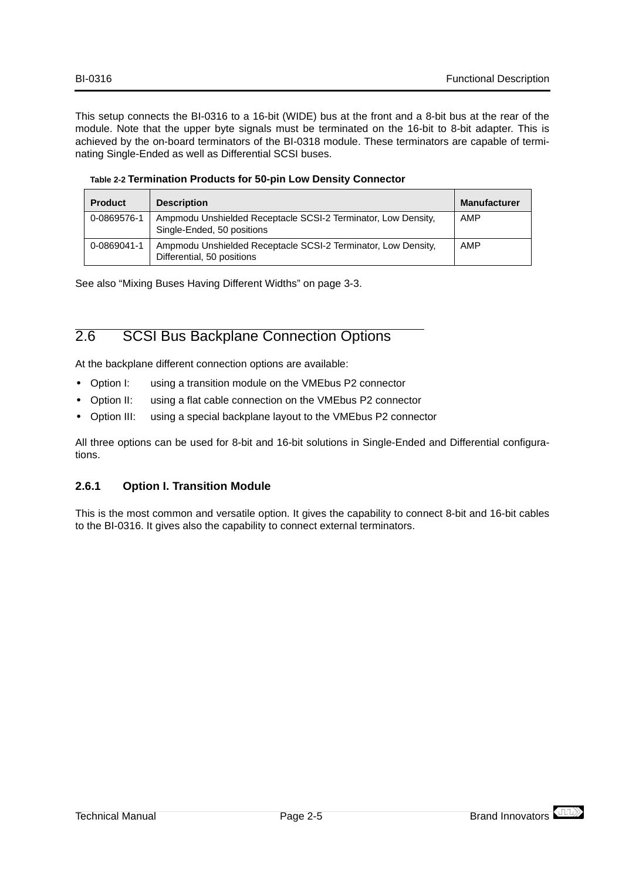This setup connects the BI-0316 to a 16-bit (WIDE) bus at the front and a 8-bit bus at the rear of the module. Note that the upper byte signals must be terminated on the 16-bit to 8-bit adapter. This is achieved by the on-board terminators of the BI-0318 module. These terminators are capable of terminating Single-Ended as well as Differential SCSI buses.

**Table 2-2 Termination Products for 50-pin Low Density Connector**

| Product | Description | Manufacturer |
|---|---|---|
| 0-0869576-1 | Ampmodu Unshielded Receptacle SCSI-2 Terminator, Low Density, Single-Ended, 50 positions | AMP |
| 0-0869041-1 | Ampmodu Unshielded Receptacle SCSI-2 Terminator, Low Density, Differential, 50 positions | AMP |

See also “Mixing Buses Having Different Widths” on page 3-3.

## 2.6 SCSI Bus Backplane Connection Options

At the backplane different connection options are available:

- Option I: using a transition module on the VMEbus P2 connector
- Option II: using a flat cable connection on the VMEbus P2 connector
- Option III: using a special backplane layout to the VMEbus P2 connector

All three options can be used for 8-bit and 16-bit solutions in Single-Ended and Differential configurations.

### 2.6.1 Option I. Transition Module

This is the most common and versatile option. It gives the capability to connect 8-bit and 16-bit cables to the BI-0316. It gives also the capability to connect external terminators.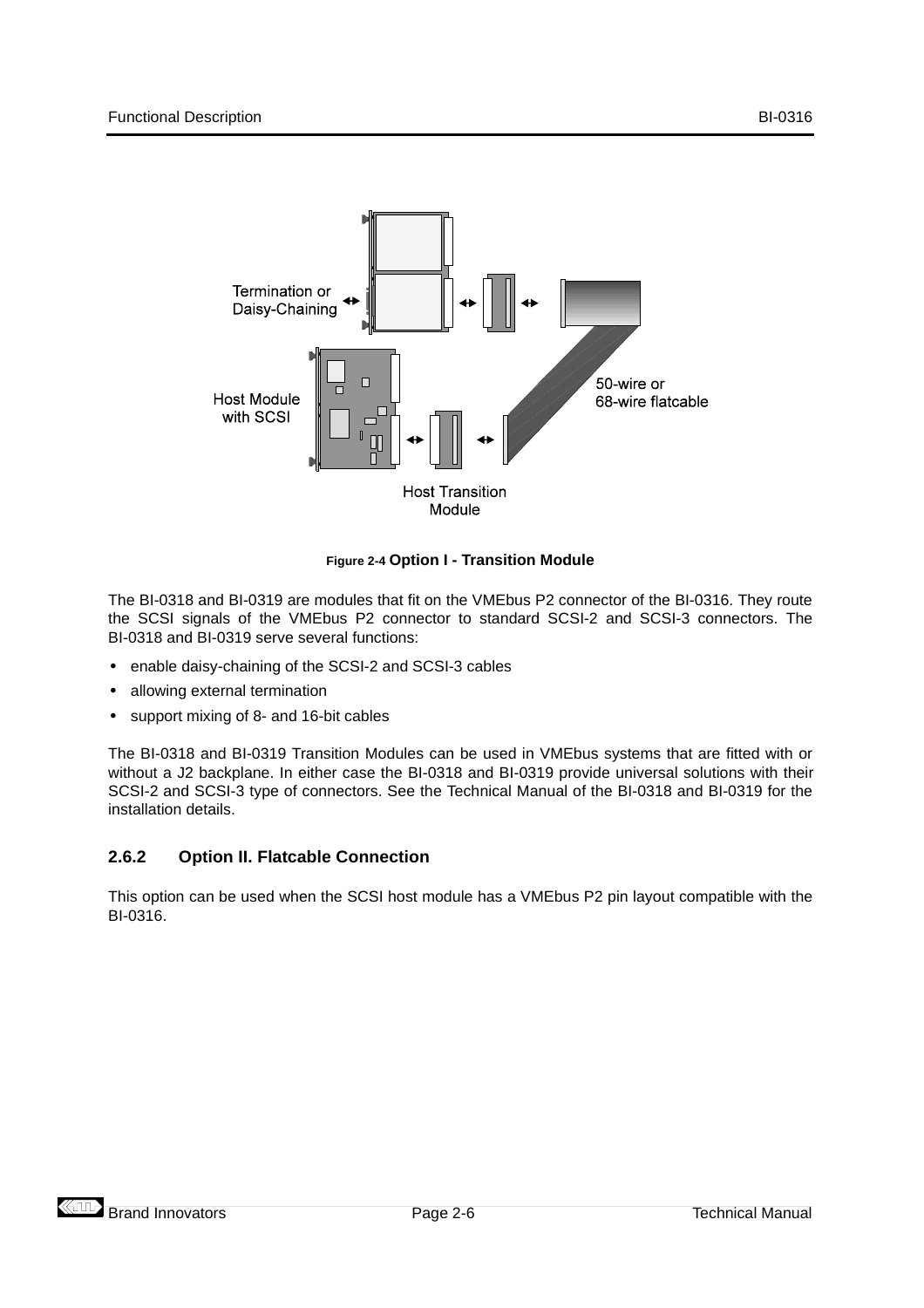Figure 2-4 **Option I - Transition Module**

The BI-0318 and BI-0319 are modules that fit on the VMEbus P2 connector of the BI-0316. They route the SCSI signals of the VMEbus P2 connector to standard SCSI-2 and SCSI-3 connectors. The BI-0318 and BI-0319 serve several functions:

- enable daisy-chaining of the SCSI-2 and SCSI-3 cables
- allowing external termination
- support mixing of 8- and 16-bit cables

The BI-0318 and BI-0319 Transition Modules can be used in VMEbus systems that are fitted with or without a J2 backplane. In either case the BI-0318 and BI-0319 provide universal solutions with their SCSI-2 and SCSI-3 type of connectors. See the Technical Manual of the BI-0318 and BI-0319 for the installation details.

### 2.6.2 Option II. Flatcable Connection

This option can be used when the SCSI host module has a VMEbus P2 pin layout compatible with the BI-0316.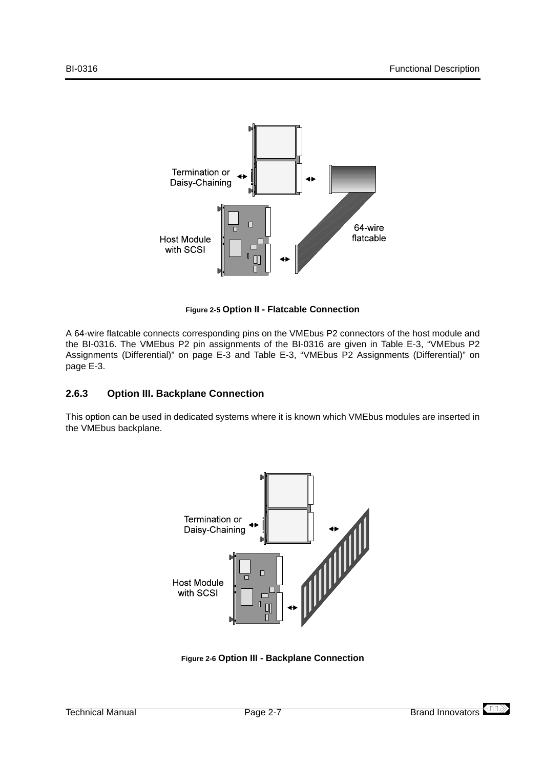Figure 2-5 **Option II - Flatcable Connection**

A 64-wire flatcable connects corresponding pins on the VMEbus P2 connectors of the host module and the BI-0316. The VMEbus P2 pin assignments of the BI-0316 are given in Table E-3, “VMEbus P2 Assignments (Differential)” on page E-3 and Table E-3, “VMEbus P2 Assignments (Differential)” on page E-3.

### 2.6.3 Option III. Backplane Connection

This option can be used in dedicated systems where it is known which VMEbus modules are inserted in the VMEbus backplane.

Figure 2-6 **Option III - Backplane Connection**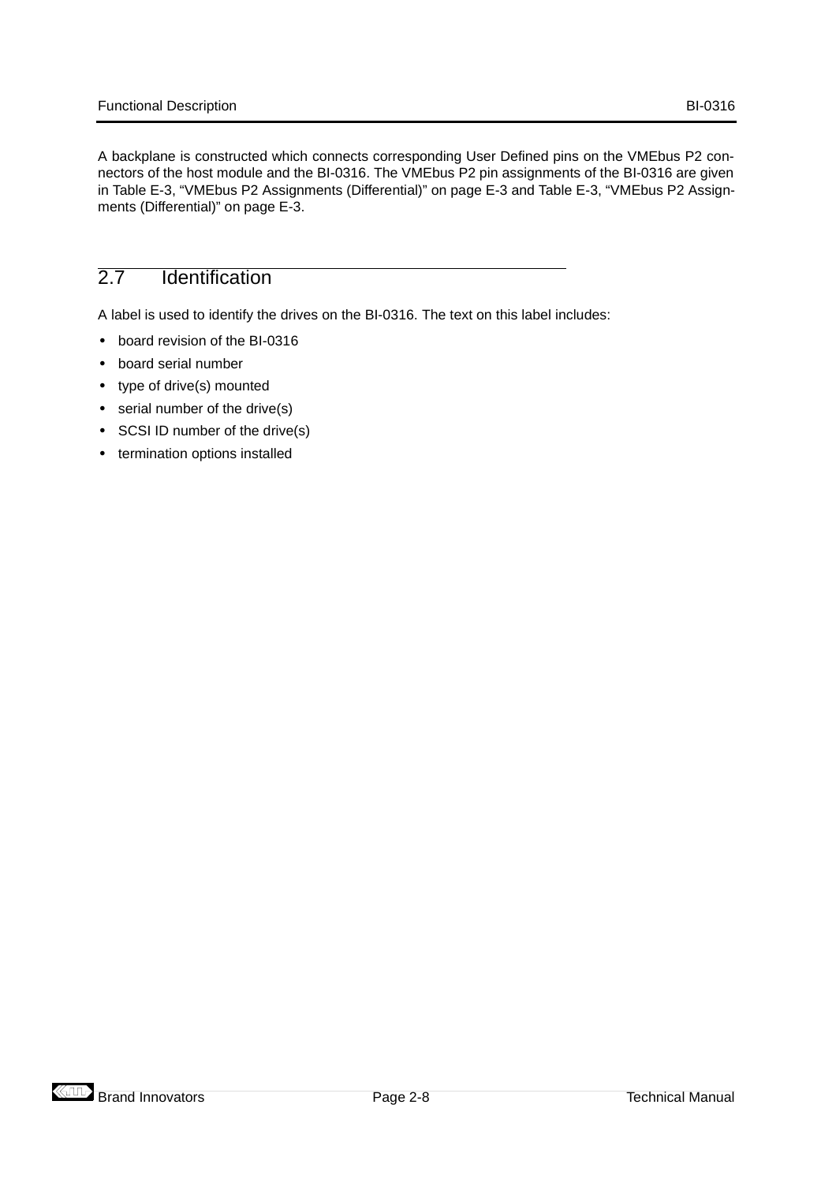A backplane is constructed which connects corresponding User Defined pins on the VMEbus P2 connectors of the host module and the BI-0316. The VMEbus P2 pin assignments of the BI-0316 are given in Table E-3, “VMEbus P2 Assignments (Differential)” on page E-3 and Table E-3, “VMEbus P2 Assignments (Differential)” on page E-3.

## 2.7 Identification

A label is used to identify the drives on the BI-0316. The text on this label includes:

- board revision of the BI-0316
- board serial number
- type of drive(s) mounted
- serial number of the drive(s)
- SCSI ID number of the drive(s)
- termination options installed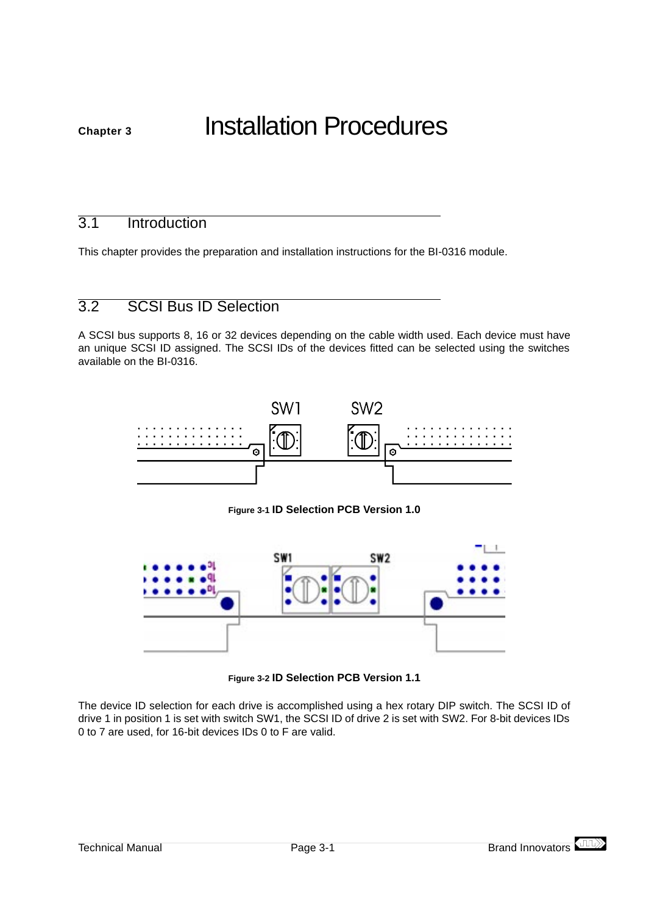# Chapter 3 Installation Procedures

## 3.1 Introduction

This chapter provides the preparation and installation instructions for the BI-0316 module.

## 3.2 SCSI Bus ID Selection

A SCSI bus supports 8, 16 or 32 devices depending on the cable width used. Each device must have an unique SCSI ID assigned. The SCSI IDs of the devices fitted can be selected using the switches available on the BI-0316.

**Figure 3-1 ID Selection PCB Version 1.0**

**Figure 3-2 ID Selection PCB Version 1.1**

The device ID selection for each drive is accomplished using a hex rotary DIP switch. The SCSI ID of drive 1 in position 1 is set with switch SW1, the SCSI ID of drive 2 is set with SW2. For 8-bit devices IDs 0 to 7 are used, for 16-bit devices IDs 0 to F are valid.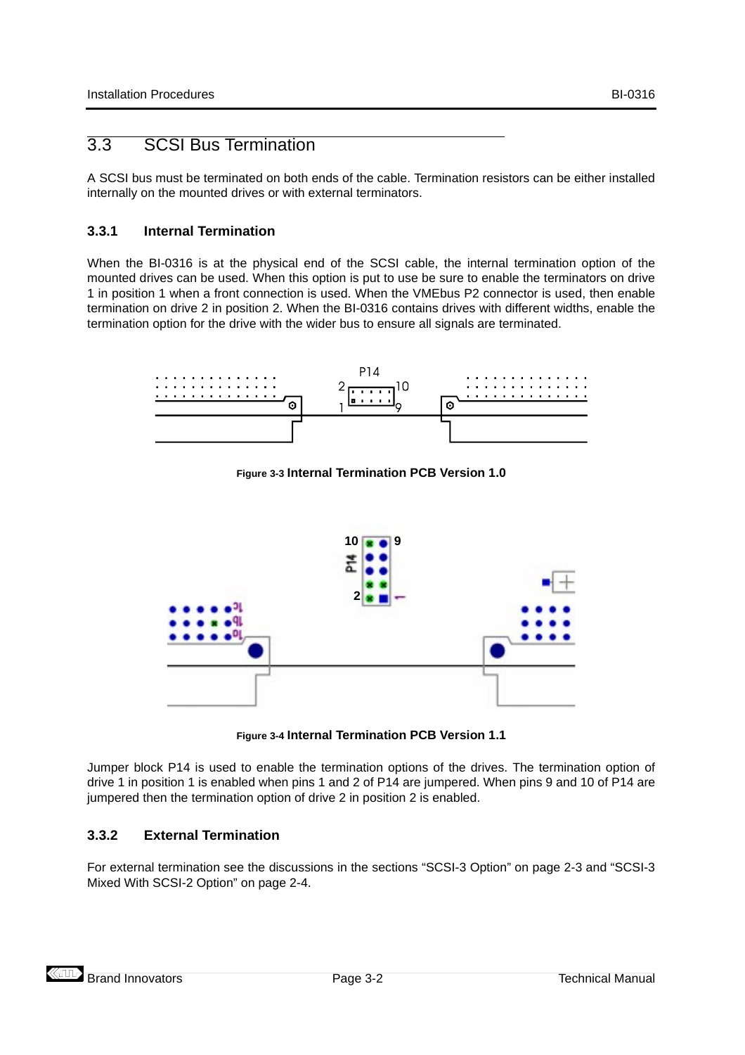## 3.3 SCSI Bus Termination

A SCSI bus must be terminated on both ends of the cable. Termination resistors can be either installed internally on the mounted drives or with external terminators.

### 3.3.1 Internal Termination

When the BI-0316 is at the physical end of the SCSI cable, the internal termination option of the mounted drives can be used. When this option is put to use be sure to enable the terminators on drive 1 in position 1 when a front connection is used. When the VMEbus P2 connector is used, then enable termination on drive 2 in position 2. When the BI-0316 contains drives with different widths, enable the termination option for the drive with the wider bus to ensure all signals are terminated.

**Figure 3-3 Internal Termination PCB Version 1.0**

**Figure 3-4 Internal Termination PCB Version 1.1**

Jumper block P14 is used to enable the termination options of the drives. The termination option of drive 1 in position 1 is enabled when pins 1 and 2 of P14 are jumpered. When pins 9 and 10 of P14 are jumpered then the termination option of drive 2 in position 2 is enabled.

### 3.3.2 External Termination

For external termination see the discussions in the sections "SCSI-3 Option" on page 2-3 and "SCSI-3 Mixed With SCSI-2 Option" on page 2-4.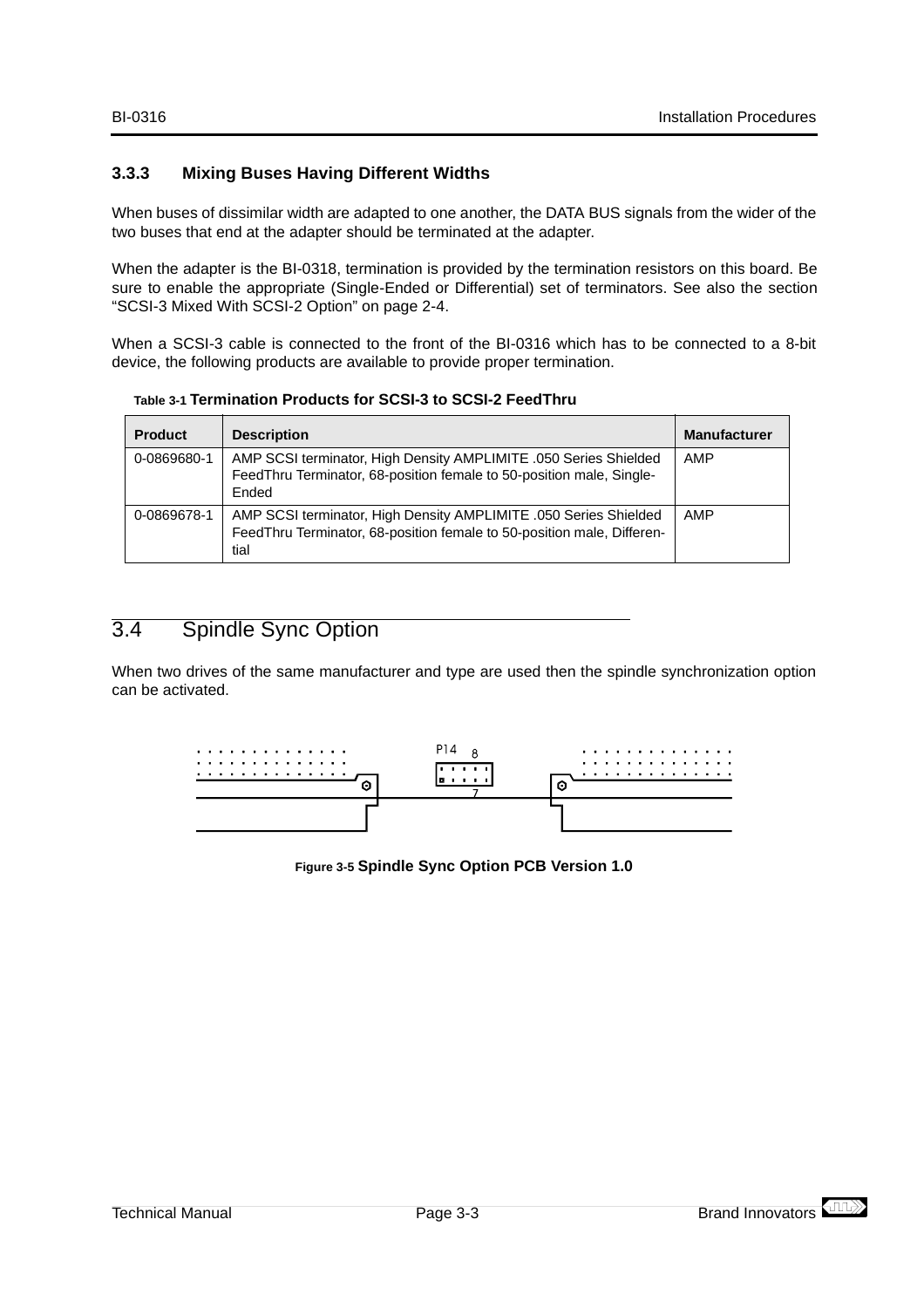### 3.3.3 Mixing Buses Having Different Widths

When buses of dissimilar width are adapted to one another, the DATA BUS signals from the wider of the two buses that end at the adapter should be terminated at the adapter.

When the adapter is the BI-0318, termination is provided by the termination resistors on this board. Be sure to enable the appropriate (Single-Ended or Differential) set of terminators. See also the section “SCSI-3 Mixed With SCSI-2 Option” on page 2-4.

When a SCSI-3 cable is connected to the front of the BI-0316 which has to be connected to a 8-bit device, the following products are available to provide proper termination.

Table 3-1 **Termination Products for SCSI-3 to SCSI-2 FeedThru**

| Product | Description | Manufacturer |
|---|---|---|
| 0-0869680-1 | AMP SCSI terminator, High Density AMPLIMITE .050 Series Shielded FeedThru Terminator, 68-position female to 50-position male, Single-Ended | AMP |
| 0-0869678-1 | AMP SCSI terminator, High Density AMPLIMITE .050 Series Shielded FeedThru Terminator, 68-position female to 50-position male, Differential | AMP |

## 3.4 Spindle Sync Option

When two drives of the same manufacturer and type are used then the spindle synchronization option can be activated.

P14 8 7

Figure 3-5 **Spindle Sync Option PCB Version 1.0**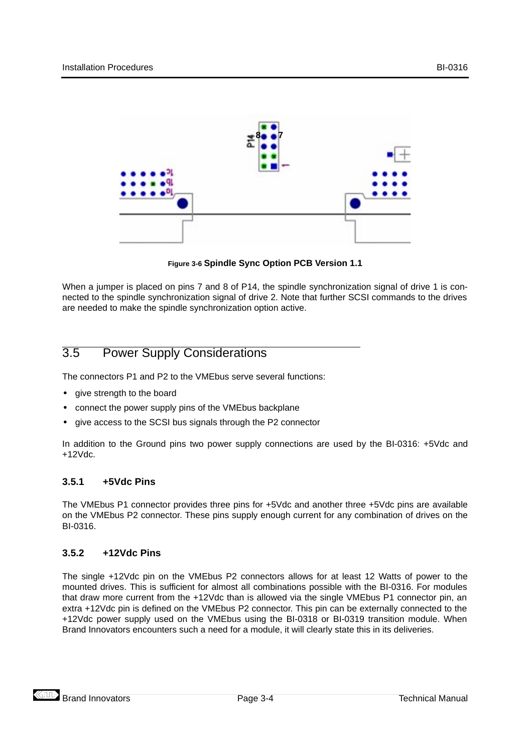Figure 3-6 Spindle Sync Option PCB Version 1.1

When a jumper is placed on pins 7 and 8 of P14, the spindle synchronization signal of drive 1 is connected to the spindle synchronization signal of drive 2. Note that further SCSI commands to the drives are needed to make the spindle synchronization option active.

## 3.5 Power Supply Considerations

The connectors P1 and P2 to the VMEbus serve several functions:

- give strength to the board
- connect the power supply pins of the VMEbus backplane
- give access to the SCSI bus signals through the P2 connector

In addition to the Ground pins two power supply connections are used by the BI-0316: +5Vdc and +12Vdc.

### 3.5.1 +5Vdc Pins

The VMEbus P1 connector provides three pins for +5Vdc and another three +5Vdc pins are available on the VMEbus P2 connector. These pins supply enough current for any combination of drives on the BI-0316.

### 3.5.2 +12Vdc Pins

The single +12Vdc pin on the VMEbus P2 connectors allows for at least 12 Watts of power to the mounted drives. This is sufficient for almost all combinations possible with the BI-0316. For modules that draw more current from the +12Vdc than is allowed via the single VMEbus P1 connector pin, an extra +12Vdc pin is defined on the VMEbus P2 connector. This pin can be externally connected to the +12Vdc power supply used on the VMEbus using the BI-0318 or BI-0319 transition module. When Brand Innovators encounters such a need for a module, it will clearly state this in its deliveries.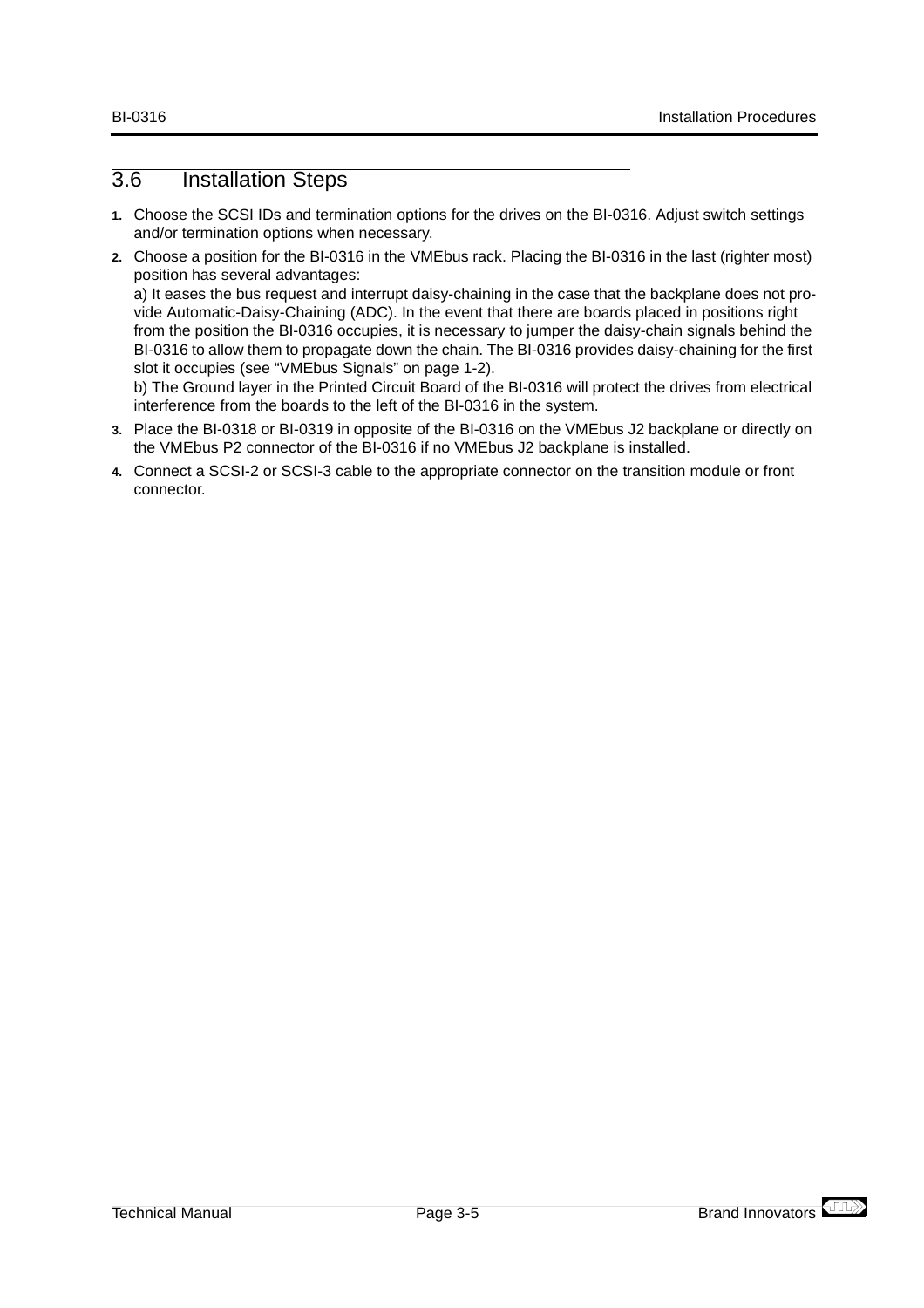## 3.6 Installation Steps

1. Choose the SCSI IDs and termination options for the drives on the BI-0316. Adjust switch settings and/or termination options when necessary.
2. Choose a position for the BI-0316 in the VMEbus rack. Placing the BI-0316 in the last (righter most) position has several advantages:
   a) It eases the bus request and interrupt daisy-chaining in the case that the backplane does not provide Automatic-Daisy-Chaining (ADC). In the event that there are boards placed in positions right from the position the BI-0316 occupies, it is necessary to jumper the daisy-chain signals behind the BI-0316 to allow them to propagate down the chain. The BI-0316 provides daisy-chaining for the first slot it occupies (see “VMEbus Signals” on page 1-2).
   b) The Ground layer in the Printed Circuit Board of the BI-0316 will protect the drives from electrical interference from the boards to the left of the BI-0316 in the system.
3. Place the BI-0318 or BI-0319 in opposite of the BI-0316 on the VMEbus J2 backplane or directly on the VMEbus P2 connector of the BI-0316 if no VMEbus J2 backplane is installed.
4. Connect a SCSI-2 or SCSI-3 cable to the appropriate connector on the transition module or front connector.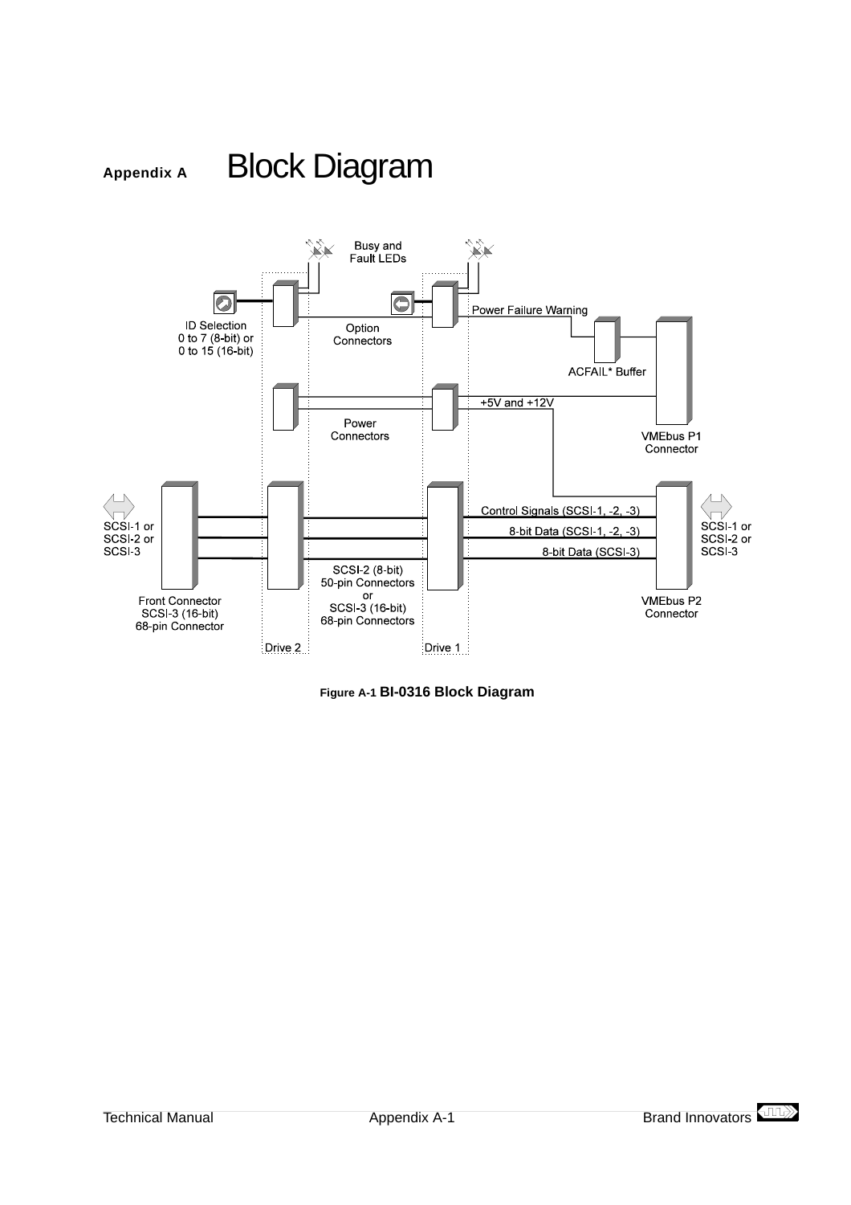# Appendix A Block Diagram

Busy and Fault LEDs

ID Selection 0 to 7 (8-bit) or 0 to 15 (16-bit)

Option Connectors

Power Failure Warning

ACFAIL* Buffer

Power Connectors

+5V and +12V

VMEbus P1 Connector

SCSI-1 or SCSI-2 or SCSI-3

Control Signals (SCSI-1, -2, -3)

8-bit Data (SCSI-1, -2, -3)

8-bit Data (SCSI-3)

SCSI-1 or SCSI-2 or SCSI-3

Front Connector SCSI-3 (16-bit) 68-pin Connector

SCSI-2 (8-bit) 50-pin Connectors or SCSI-3 (16-bit) 68-pin Connectors

VMEbus P2 Connector

Drive 2

Drive 1

Figure A-1 **BI-0316 Block Diagram**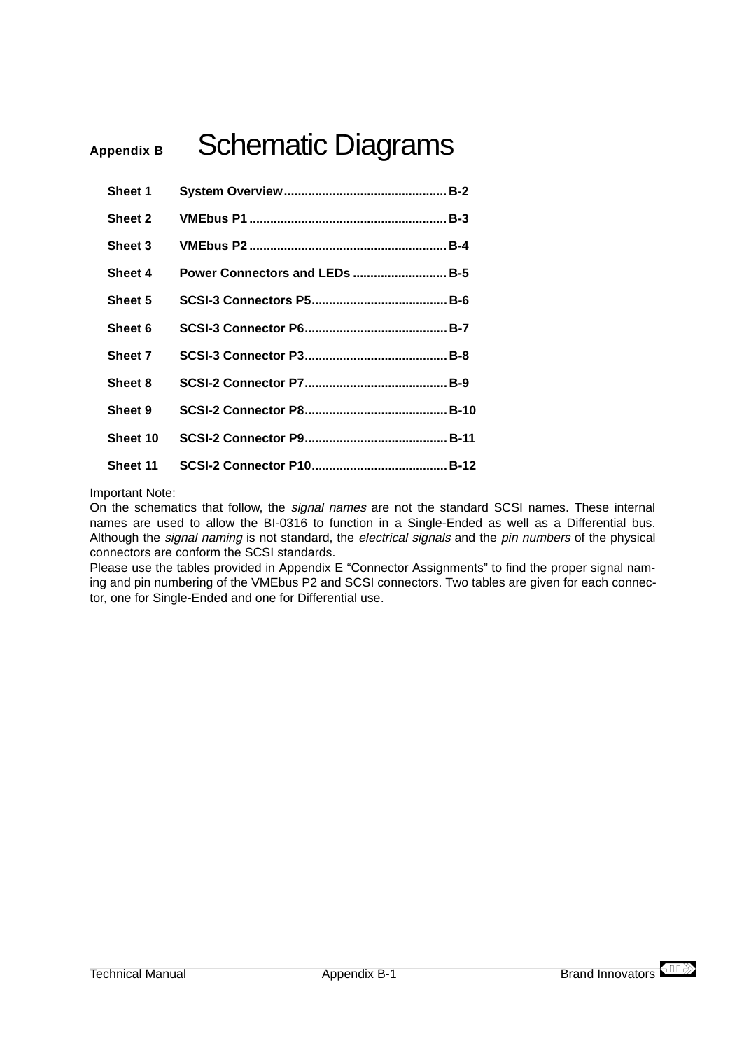# Appendix B Schematic Diagrams

| | | |
|---|---|---|
| **Sheet 1** | **System Overview** | **B-2** |
| **Sheet 2** | **VMEbus P1** | **B-3** |
| **Sheet 3** | **VMEbus P2** | **B-4** |
| **Sheet 4** | **Power Connectors and LEDs** | **B-5** |
| **Sheet 5** | **SCSI-3 Connectors P5** | **B-6** |
| **Sheet 6** | **SCSI-3 Connector P6** | **B-7** |
| **Sheet 7** | **SCSI-3 Connector P3** | **B-8** |
| **Sheet 8** | **SCSI-2 Connector P7** | **B-9** |
| **Sheet 9** | **SCSI-2 Connector P8** | **B-10** |
| **Sheet 10** | **SCSI-2 Connector P9** | **B-11** |
| **Sheet 11** | **SCSI-2 Connector P10** | **B-12** |

Important Note:
On the schematics that follow, the *signal names* are not the standard SCSI names. These internal names are used to allow the BI-0316 to function in a Single-Ended as well as a Differential bus. Although the *signal naming* is not standard, the *electrical signals* and the *pin numbers* of the physical connectors are conform the SCSI standards.
Please use the tables provided in Appendix E "Connector Assignments" to find the proper signal naming and pin numbering of the VMEbus P2 and SCSI connectors. Two tables are given for each connector, one for Single-Ended and one for Differential use.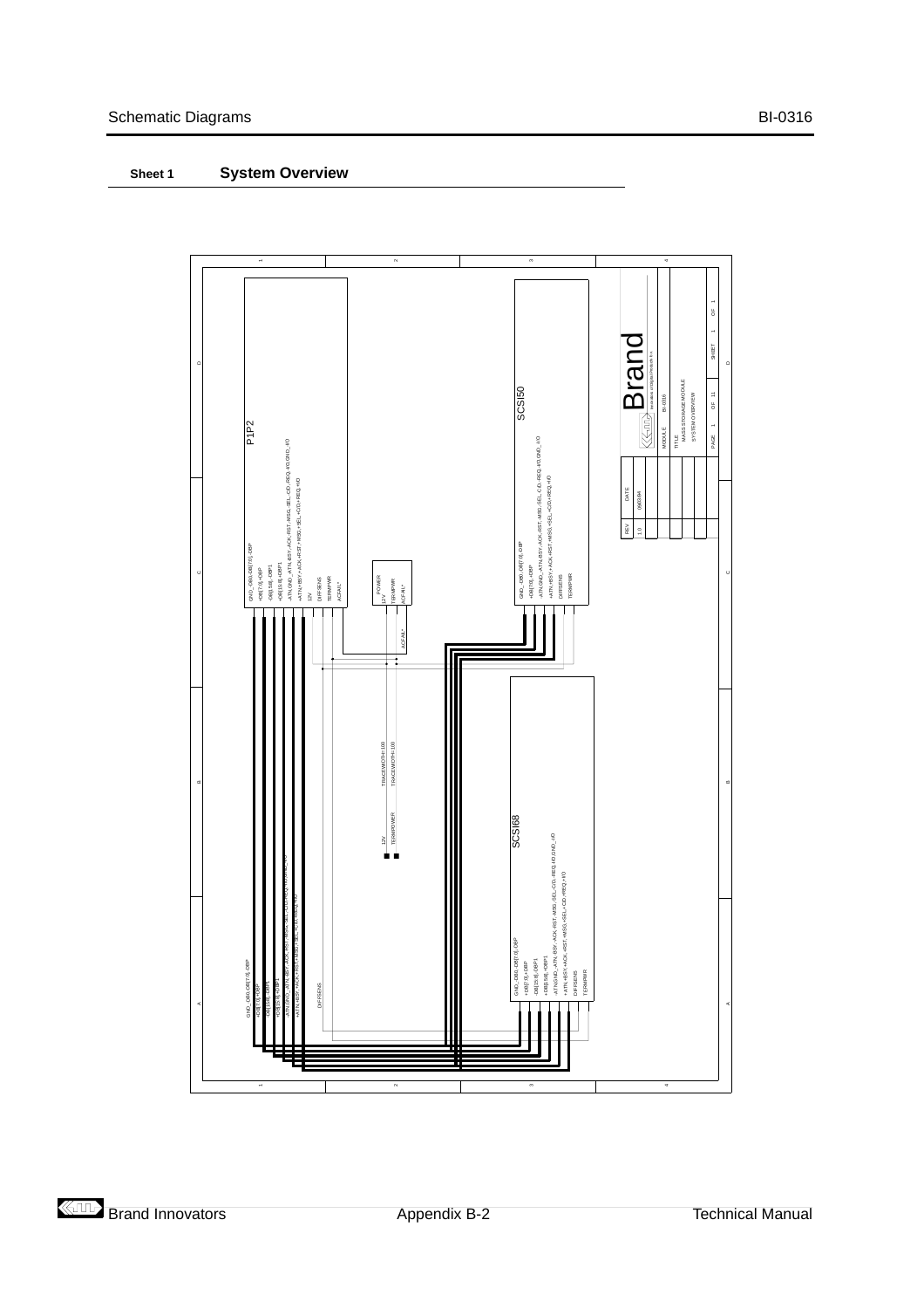## Sheet 1 System Overview

P1P2

GND_DB0_DB[7:0]_DBP
+DB[7:0]_+DBP
-DB[15:8]_-DBP1
+DB[15:8]_+DBP1
-ATN,GND_-ATN,-BSY,-ACK,-RST,-MSG,-SEL,-C/D,-REQ,-I/O,GND_I/O
+ATN,+BSY,+ACK,+RST,+MSG,+SEL,+C/D,+REQ,+I/O
12V
DIFFSENS
TERMPWR
ACFAIL*

POWER
12V
TERMPWR
ACFAIL*

SCSI50

GND_-DB0_-DB[7:0]_-DBP
+DB[7:0]_+DBP
-ATN,GND_-ATN,-BSY,-ACK,-RST,-MSG,-SEL,-C/D,-REQ,-I/O,GND_I/O
+ATN,+BSY,+ACK,+RST,+MSG,+SEL,+C/D,+REQ,+I/O
DIFFSENS
TERMPWR

SCSI68

GND_-DB0_-DB[7:0]_-DBP
+DB[7:0]_+DBP
-DB[15:8]_-DBP1
+DB[15:8]_+DBP1
-ATN,GND_-ATN,-BSY,-ACK,-RST,-MSG,-SEL,-C/D,-REQ,-I/O,GND_I/O
+ATN,+BSY,+ACK,+RST,+MSG,+SEL,+C/D,+REQ,+I/O
DIFFSENS
TERMPWR

12V TRACEWIDTH=100
TERMPOWER TRACEWIDTH=100

| REV | DATE |
|---|---|
| 1.0 | 09/03/94 |

Brand
Innovators of Digital Products B.V.

MODULE: BI-0316
TITLE: MASS-STORAGE-MODULE SYSTEM OVERVIEW
PAGE 1 OF 11
SHEET 1 OF 1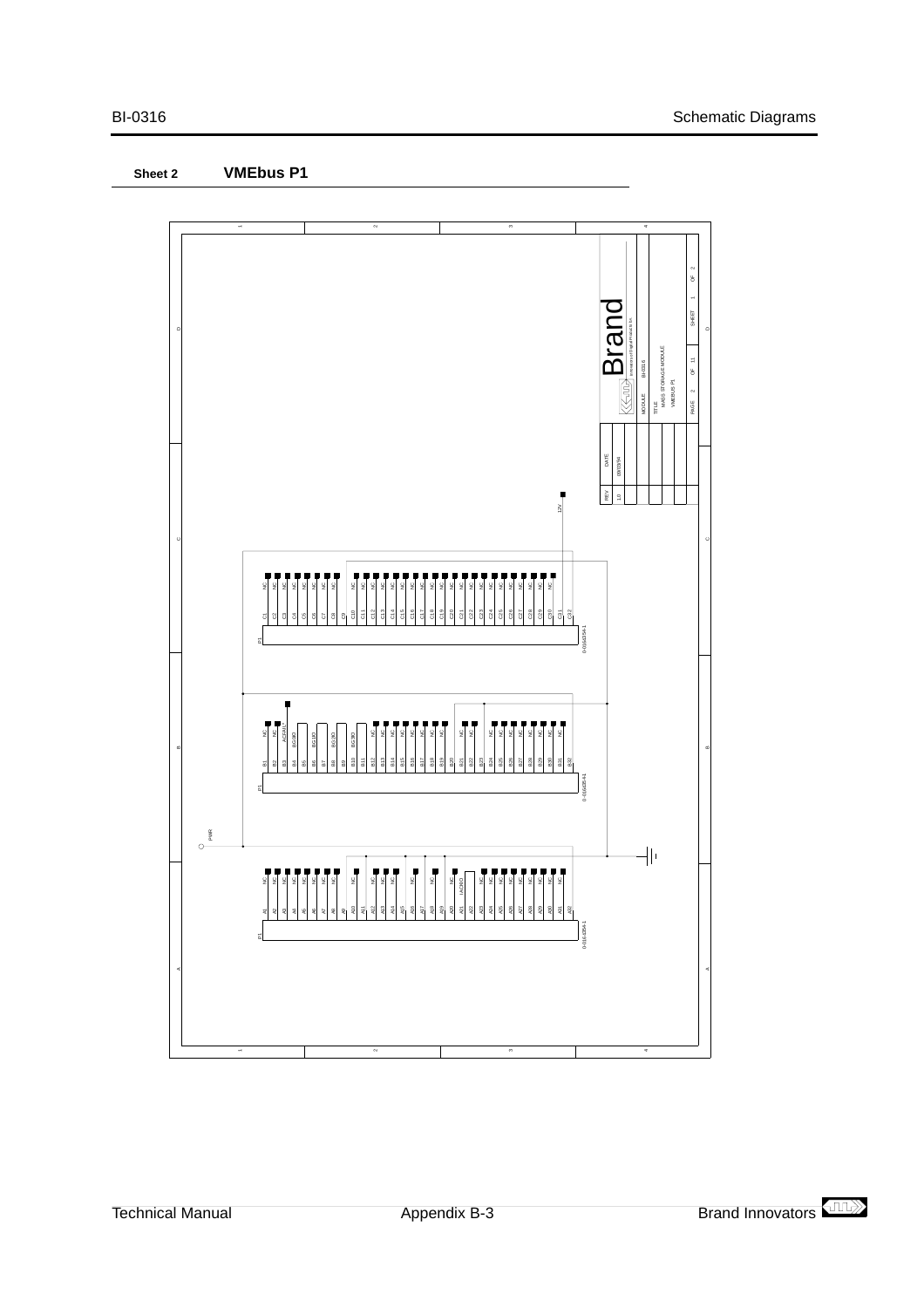**Sheet 2** **VMEbus P1**

Brand

innovators of Digital Products b.v.

| REV | DATE |
|---|---|
| 1.0 | 09/03/94 |

MODULE BI-0316

TITLE MASS STORAGE MODULE VMEBUS P1

PAGE 2 OF 11 SHEET 1 OF 2

12V

P1 C1 C2 C3 C4 C5 C6 C7 C8 C9 C10 C11 C12 C13 C14 C15 C16 C17 C18 C19 C20 C21 C22 C23 C24 C25 C26 C27 C28 C29 C30 C31 C32

0-0164054-1

P1 B1 B2 B3 B4 B5 B6 B7 B8 B9 B10 B11 B12 B13 B14 B15 B16 B17 B18 B19 B20 B21 B22 B23 B24 B25 B26 B27 B28 B29 B30 B31 B32

ACFAIL*, BG0IO, BG1IO, BG2IO, BG3IO

0-0164054-1

PWR

P1 A1 A2 A3 A4 A5 A6 A7 A8 A9 A10 A11 A12 A13 A14 A15 A16 A17 A18 A19 A20 A21 A22 A23 A24 A25 A26 A27 A28 A29 A30 A31 A32

IACKIO

0-0164054-1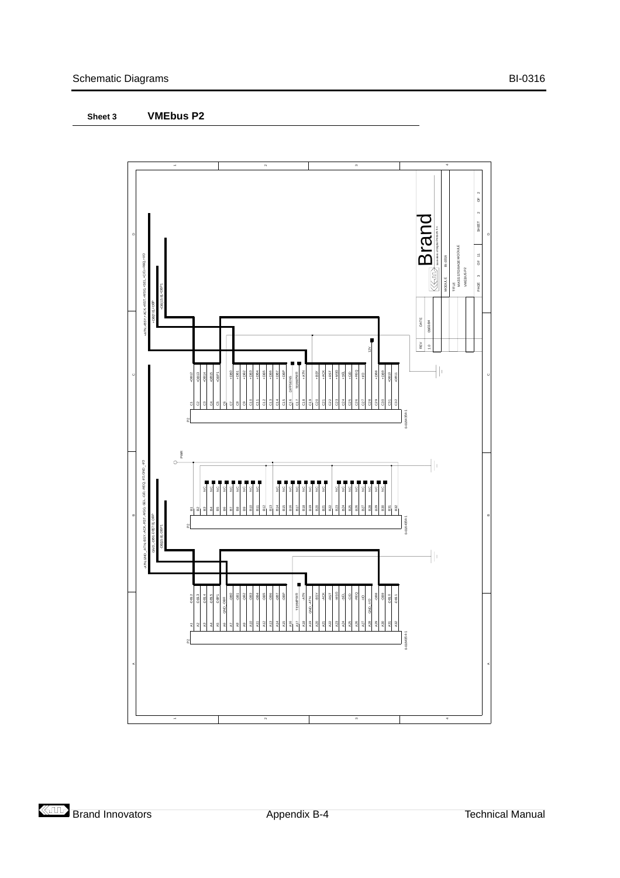**Sheet 3** **VMEbus P2**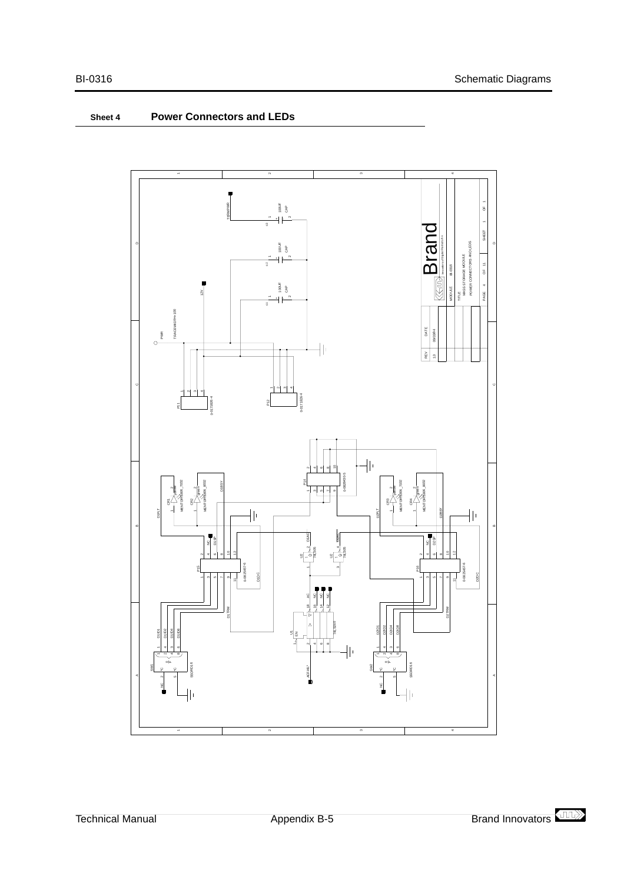## Sheet 4 Power Connectors and LEDs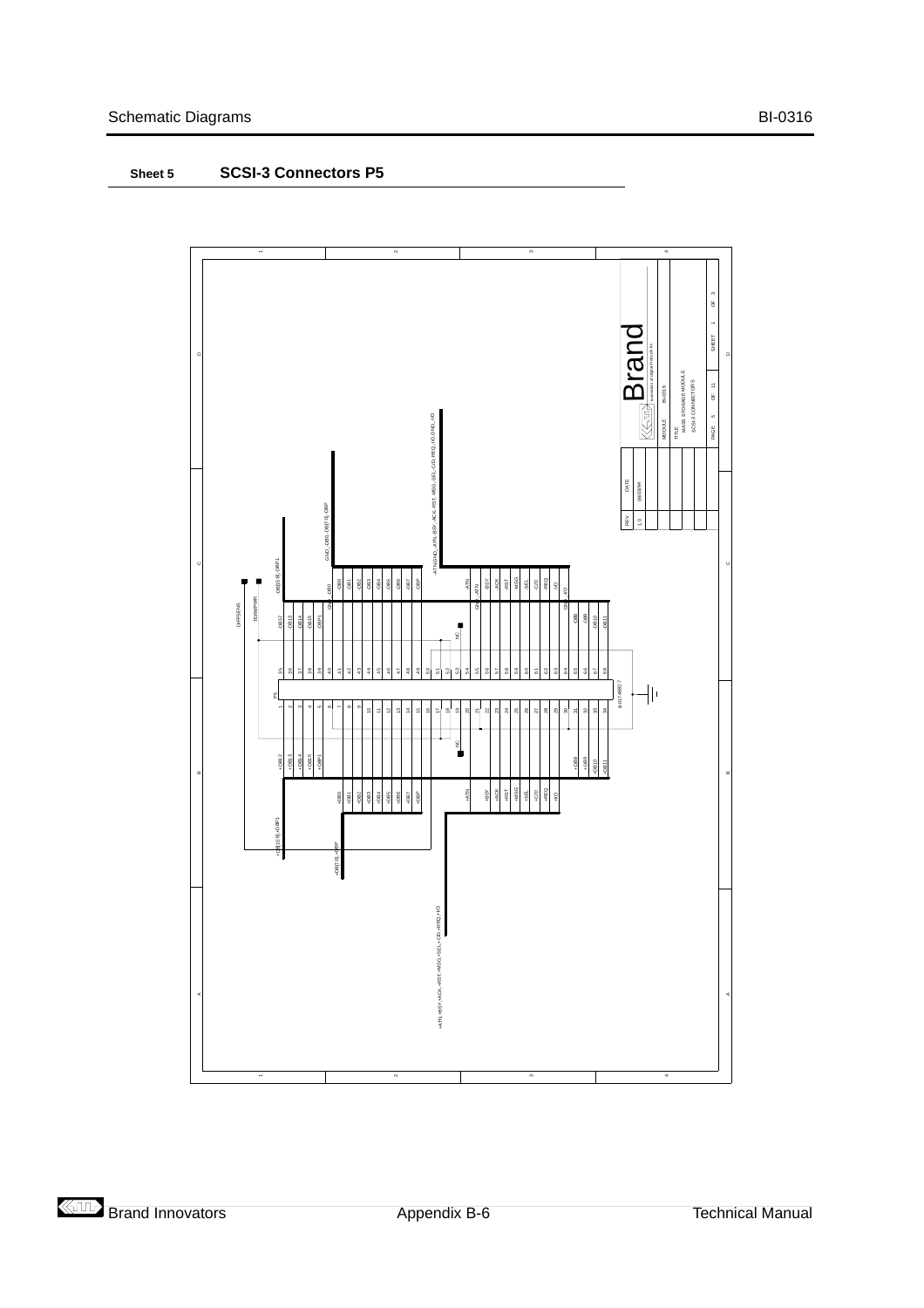**Sheet 5** **SCSI-3 Connectors P5**

DIFFSENS
TERMPWR

-DB[15:8],-DBP1
-DB12
-DB13
-DB14
-DB15
-DBP1

GND,-DB0..DB[7:0],-DBP
-DB0
-DB1
-DB2
-DB3
-DB4
-DB5
-DB6
-DB7
-DBP

-ATN,GND,-ATN,-BSY,-ACK,-RST,-MSG,-SEL,-C/D,-REQ,-I/O,GND,-I/O
-ATN
-BSY
-ACK
-RST
-MSG
-SEL
-C/D
-REQ
-I/O

-DB8
-DB9
-DB10
-DB11

NC

P5

+DB[15:8],+DBP1
+DB12
+DB13
+DB14
+DB15
+DBP1

+DB[7:0],+DBP
+DB0
+DB1
+DB2
+DB3
+DB4
+DB5
+DB6
+DB7
+DBP

+ATN,+BSY,+ACK,+RST,+MSG,+SEL,+C/D,+REQ,+I/O
+ATN
+BSY
+ACK
+RST
+MSG
+SEL
+C/D
+REQ
+I/O

+DB8
+DB9
+DB10
+DB11

8-87A982-7

| REV | DATE |
| --- | --- |
| 1.0 | 06/03/94 |

Brand
Innovators of digital products for

MODULE: BI-0316
TITLE: MASS STORAGE MODULE
SCSI-3 CONNECTORS
PAGE 5 OF 11 SHEET 1 OF 3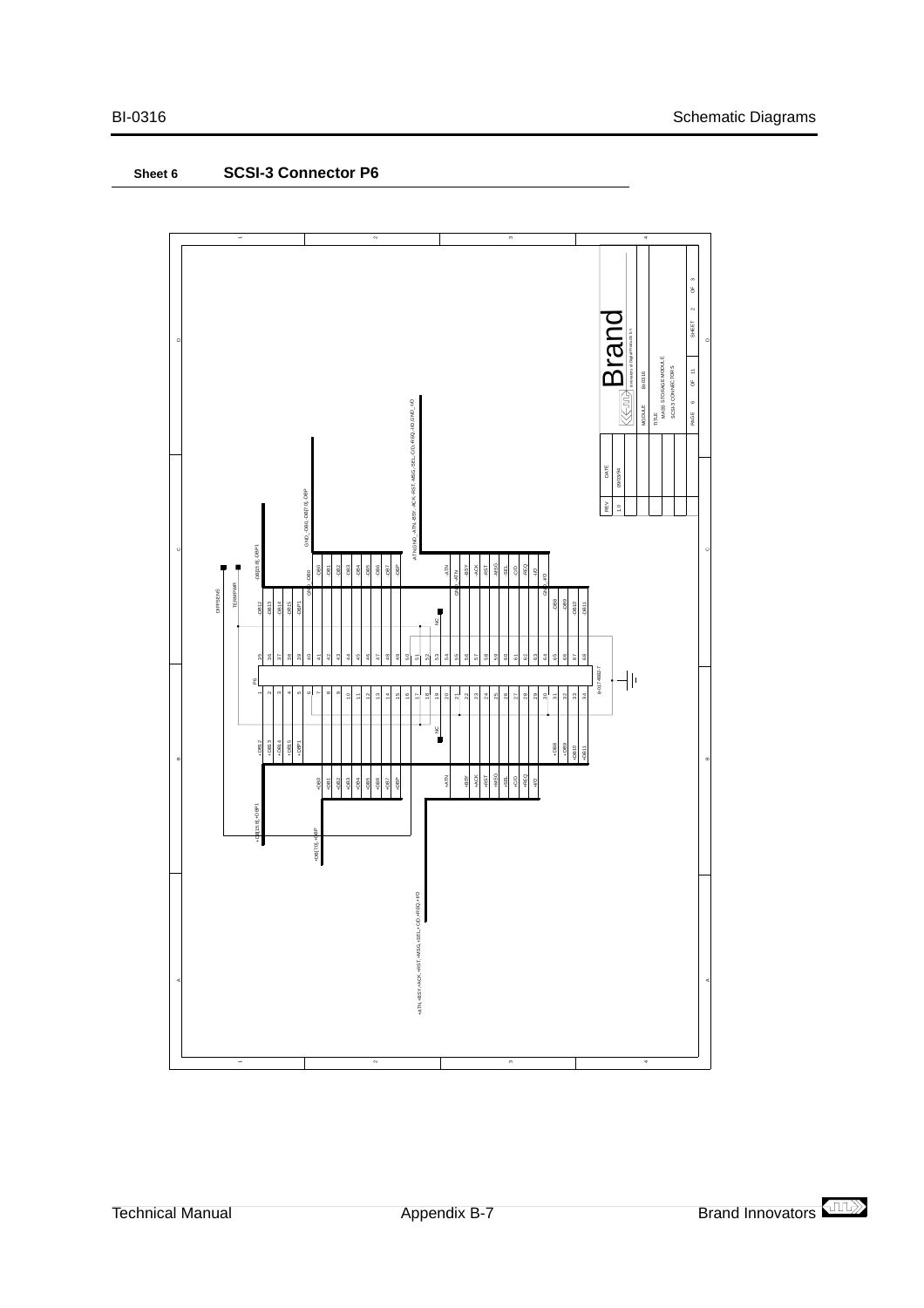**Sheet 6** **SCSI-3 Connector P6**

P6

| Pin | Signal | Pin | Signal |
|---|---|---|---|
| 1 | +DB12 | 35 | -DB12 |
| 2 | +DB13 | 36 | -DB13 |
| 3 | +DB14 | 37 | -DB14 |
| 4 | +DB15 | 38 | -DB15 |
| 5 | +DBP1 | 39 | -DBP1 |
| 6 | GND | 40 | GND |
| 7 | +DB0 | 41 | -DB0 |
| 8 | +DB1 | 42 | -DB1 |
| 9 | +DB2 | 43 | -DB2 |
| 10 | +DB3 | 44 | -DB3 |
| 11 | +DB4 | 45 | -DB4 |
| 12 | +DB5 | 46 | -DB5 |
| 13 | +DB6 | 47 | -DB6 |
| 14 | +DB7 | 48 | -DB7 |
| 15 | +DBP | 49 | -DBP |
| 16 | DIFFSENS | 50 | |
| 17 | TERMPWR | 51 | TERMPWR |
| 18 | NC | 52 | NC |
| 19 | | 53 | |
| 20 | +ATN | 54 | -ATN |
| 21 | GND | 55 | GND |
| 22 | +BSY | 56 | -BSY |
| 23 | +ACK | 57 | -ACK |
| 24 | +RST | 58 | -RST |
| 25 | +MSG | 59 | -MSG |
| 26 | +SEL | 60 | -SEL |
| 27 | +C/D | 61 | -C/D |
| 28 | +REQ | 62 | -REQ |
| 29 | +I/O | 63 | -I/O |
| 30 | GND | 64 | GND |
| 31 | +DB8 | 65 | -DB8 |
| 32 | +DB9 | 66 | -DB9 |
| 33 | +DB10 | 67 | -DB10 |
| 34 | +DB11 | 68 | -DB11 |

Connector: 8-0174882-7

Bus labels:
- -DB[15:8],-DBP1
- GND,-DB0,-DB[7:0],-DBP
- -ATN,GND,-ATN,-BSY,-ACK,-RST,-MSG,-SEL,-C/D,-REQ,-I/O,GND,-I/O
- +DB[15:8],+DBP1
- +DB[7:0],+DBP
- +ATN,+BSY,+ACK,+RST,+MSG,+SEL,+C/D,+REQ,+I/O

DIFFSENS, TERMPWR

| REV | DATE |
|---|---|
| 1.0 | 09/03/94 |

Brand — Innovators of Digital Products B.V.

MODULE: BI-0316

TITLE: MASS STORAGE MODULE — SCSI-3 CONNECTORS

PAGE 6 OF 11 — SHEET 2 OF 3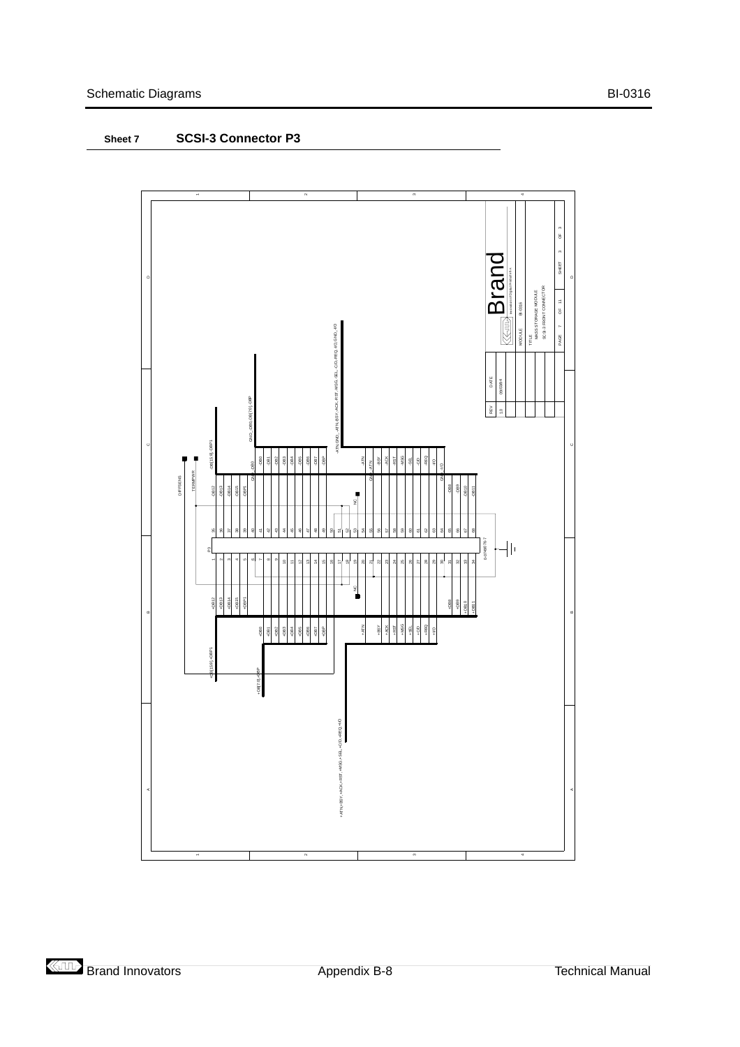**Sheet 7** **SCSI-3 Connector P3**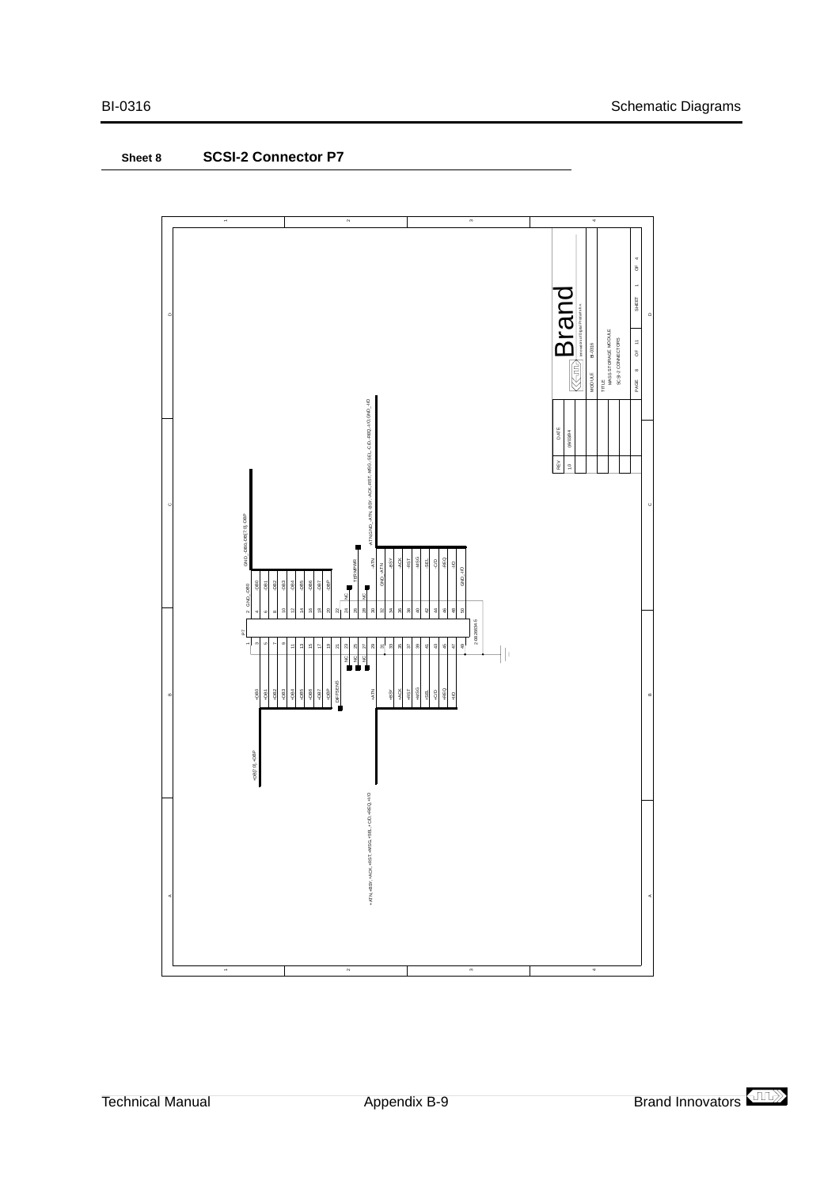**Sheet 8** **SCSI-2 Connector P7**

| REV | DATE |
| --- | --- |
| 1.0 | 08/03/94 |

Brand

Innovators of Digital Products b.v.

| MODULE | BI-0316 |
| --- | --- |
| TITLE | MASS-STORAGE MODULE SCSI-2 CONNECTORS |
| PAGE | 8 OF 11 |
| SHEET | 1 OF 4 |

| Signal | Pin | Pin | Signal |
| --- | --- | --- | --- |
| +DB0 | 1 | 2 | GND_-DB0 |
| +DB1 | 3 | 4 | -DB0 |
| +DB2 | 5 | 6 | -DB1 |
| +DB3 | 7 | 8 | -DB2 |
| +DB4 | 9 | 10 | -DB3 |
| +DB5 | 11 | 12 | -DB4 |
| +DB6 | 13 | 14 | -DB5 |
| +DB7 | 15 | 16 | -DB6 |
| +DBP | 17 | 18 | -DB7 |
| DIFFSENS | 19 | 20 | -DBP |
|  | 21 | 22 |  |
| NC | 23 | 24 | NC |
| NC | 25 | 26 | TERMPWR |
| NC | 27 | 28 | NC |
|  | 29 | 30 |  |
| +ATN | 31 | 32 | -ATN |
|  | 33 | 34 | GND_-ATN |
| +BSY | 35 | 36 | -BSY |
| +ACK | 37 | 38 | -ACK |
| +RST | 39 | 40 | -RST |
| +MSG | 41 | 42 | -MSG |
| +SEL | 43 | 44 | -SEL |
| +C/D | 45 | 46 | -C/D |
| +REQ | 47 | 48 | -REQ |
| +I/O | 49 | 50 | -I/O |

P7 — 2-0929254-6

GND_-DB0,-DB[7..0],-DBP

+DB[7..0],+DBP

-ATN,GND_-ATN,-BSY,-ACK,-RST,-MSG,-SEL,-C/D,-REQ,-I/O,GND_-I/O

+ATN,+BSY,+ACK,+RST,+MSG,+SEL,+C/D,+REQ,+I/O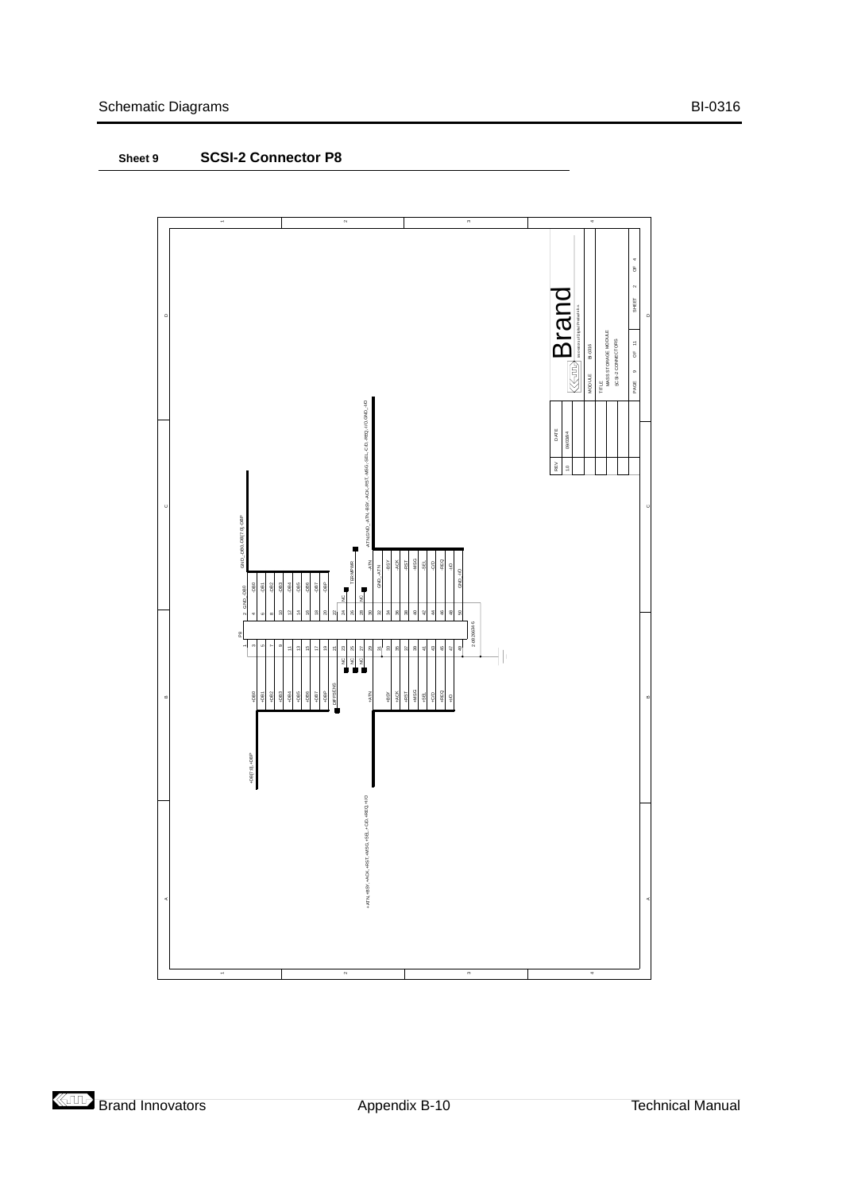**Sheet 9** **SCSI-2 Connector P8**

P8

| Pin | Signal | Pin | Signal |
|---|---|---|---|
| 1 | +DB0 | 2 | GND_-DB0 |
| 3 | +DB1 | 4 | -DB1 |
| 5 | +DB2 | 6 | -DB2 |
| 7 | +DB3 | 8 | -DB3 |
| 9 | +DB4 | 10 | -DB4 |
| 11 | +DB5 | 12 | -DB5 |
| 13 | +DB6 | 14 | -DB6 |
| 15 | +DB7 | 16 | -DB7 |
| 17 | +DBP | 18 | -DBP |
| 19 | DIFFSENS | 20 | |
| 21 | NC | 22 | NC |
| 23 | NC | 24 | TERMPWR |
| 25 | NC | 26 | NC |
| 27 | | 28 | |
| 29 | +ATN | 30 | -ATN |
| 31 | | 32 | GND_-ATN |
| 33 | +BSY | 34 | -BSY |
| 35 | +ACK | 36 | -ACK |
| 37 | +RST | 38 | -RST |
| 39 | +MSG | 40 | -MSG |
| 41 | +SEL | 42 | -SEL |
| 43 | +C/D | 44 | -C/D |
| 45 | +REQ | 46 | -REQ |
| 47 | +I/O | 48 | -I/O |
| 49 | | 50 | GND_-I/O |

2-829936-6

GND_-DB0,-DB[7:0],-DBP

+DB[7:0],+DBP

-ATN,GND_-ATN,-BSY,-ACK,-RST,-MSG,-SEL,-C/D,-REQ,-I/O,GND_-I/O

+ATN,+BSY,+ACK,+RST,+MSG,+SEL,+C/D,+REQ,+I/O

| REV | DATE |
|---|---|
| 1.0 | 09/03/94 |

Brand
INNOVATORS B.V.

MODULE: BI-0316
TITLE: MASS STORAGE MODULE
SCSI-2 CONNECTORS
PAGE 9 OF 11 SHEET 2 OF 4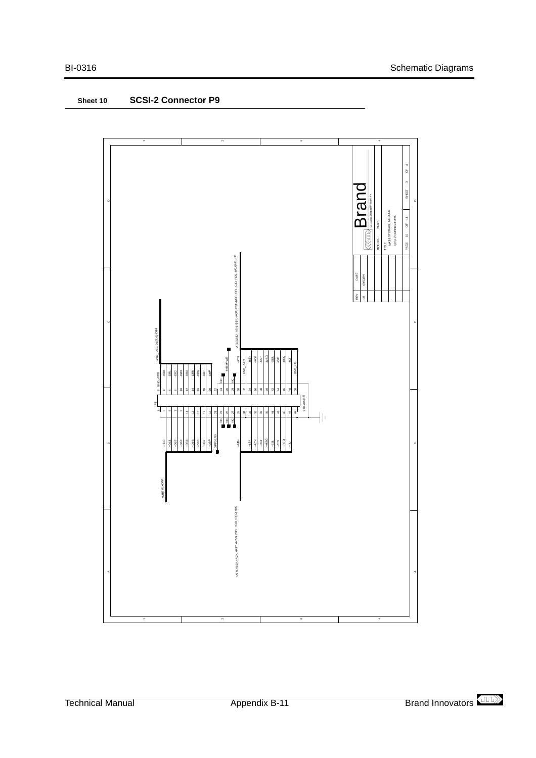**Sheet 10** **SCSI-2 Connector P9**

1 2 3 4

D C B A

Brand
Innovators of Digital Production Systems

MODULE BI-0316

TITLE
MASS-STORAGE MODULE
SCSI-2 CONNECTORS

PAGE 10 OF 11 SHEET 3 OF 4

| REV | DATE |
|---|---|
| 1.0 | 09/03/94 |

GND, -DB(0..7), -DBP

-ATN,GND_ATN,-BSY,-ACK,-RST,-MSG,-SEL,-C/D,-REQ,-I/O,GND_I/O

+DB(7:0),+DBP

+ATN,+BSY,+ACK,+RST,+MSG,+SEL,+C/D,+REQ,+I/O

P9

| Signal | Pin | Pin | Signal |
|---|---|---|---|
| +DB0 | 1 | 2 | GND_-DB0 |
| +DB1 | 3 | 4 | -DB0 |
| +DB2 | 5 | 6 | -DB1 |
| +DB3 | 7 | 8 | -DB2 |
| +DB4 | 9 | 10 | -DB3 |
| +DB5 | 11 | 12 | -DB4 |
| +DB6 | 13 | 14 | -DB5 |
| +DB7 | 15 | 16 | -DB6 |
| +DBP | 17 | 18 | -DB7 |
| DIFFSENS | 19 | 20 | -DBP |
| | 21 | 22 | |
| NC | 23 | 24 | NC |
| NC | 25 | 26 | TERMPWR |
| NC | 27 | 28 | NC |
| +ATN | 29 | 30 | |
| | 31 | 32 | -ATN |
| +BSY | 33 | 34 | GND_ATN |
| +ACK | 35 | 36 | -BSY |
| +RST | 37 | 38 | -ACK |
| +MSG | 39 | 40 | -RST |
| +SEL | 41 | 42 | -MSG |
| +C/D | 43 | 44 | -SEL |
| +REQ | 45 | 46 | -C/D |
| +I/O | 47 | 48 | -REQ |
| | 49 | 50 | -I/O |

GND_I/O

2-86288094-5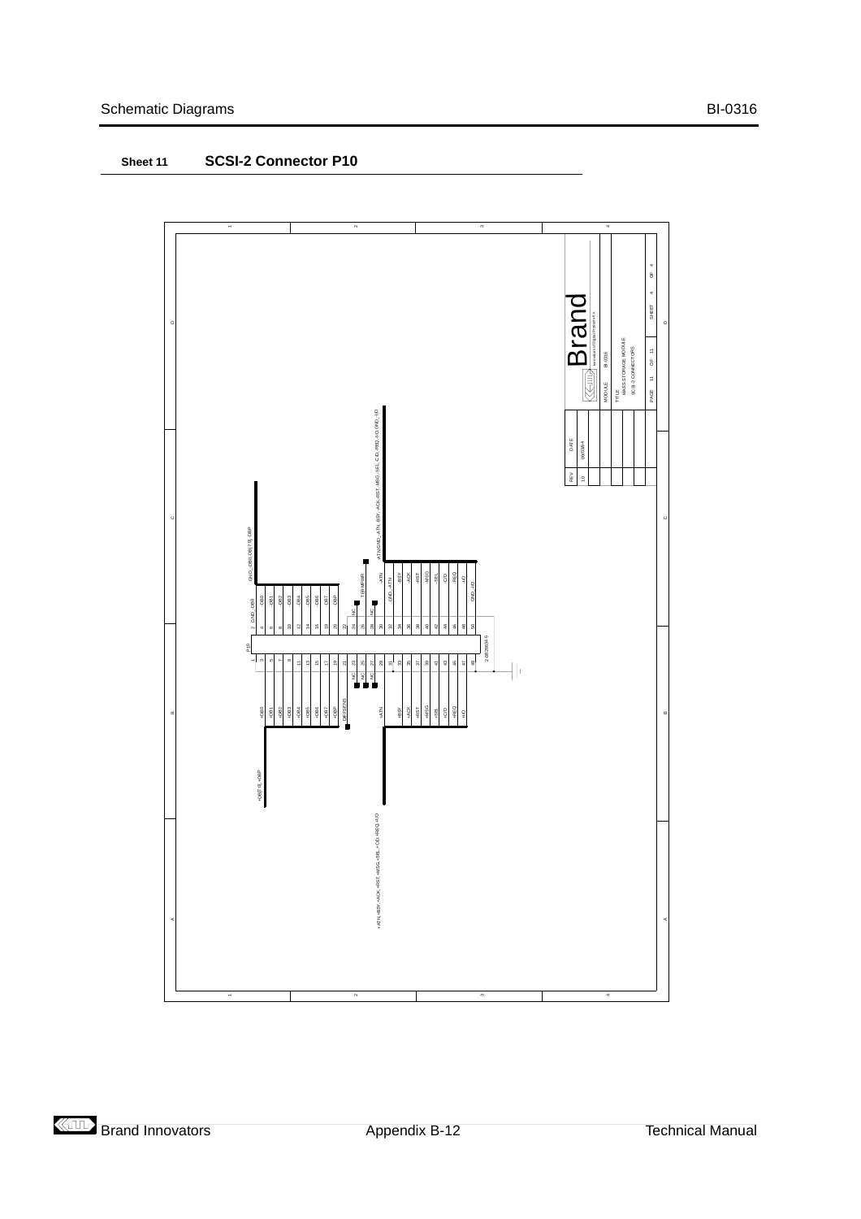## Sheet 11 SCSI-2 Connector P10

P10

| Pin | Signal | Pin | Signal |
|---|---|---|---|
| 1 | +DB0 | 2 | GND_-DB0 |
| 3 | +DB1 | 4 | -DB0 |
| 5 | +DB2 | 6 | -DB1 |
| 7 | +DB3 | 8 | -DB2 |
| 9 | +DB4 | 10 | -DB3 |
| 11 | +DB5 | 12 | -DB4 |
| 13 | +DB6 | 14 | -DB5 |
| 15 | +DB7 | 16 | -DB6 |
| 17 | +DBP | 18 | -DB7 |
| 19 | DIFFSENS | 20 | -DBP |
| 21 | NC | 22 | NC |
| 23 | NC | 24 | TERMPWR |
| 25 | NC | 26 | NC |
| 27 | NC | 28 | -ATN |
| 29 | +ATN | 30 | GND_ATN |
| 31 | +BSY | 32 | -BSY |
| 33 | +ACK | 34 | -ACK |
| 35 | +RST | 36 | -RST |
| 37 | +MSG | 38 | -MSG |
| 39 | +SEL | 40 | -SEL |
| 41 | +C/D | 42 | -C/D |
| 43 | +REQ | 44 | -REQ |
| 45 | +I/O | 46 | -I/O |
| 47 | | 48 | GND_I/O |
| 49 | | 50 | |

2-0839836-6

GND_-DB0,-DB[7:0],-DBP

+DB[7:0],+DBP

-ATN,GND_ATN,-BSY,-ACK,-RST,-MSG,-SEL,-C/D,-REQ,-I/O,GND_-I/O

+ATN,+BSY,+ACK,+RST,+MSG,+SEL,+C/D,+REQ,+I/O

| REV. | DATE |
|---|---|
| 1.0 | 09/03/94 |

Brand

Innovators of Digital Products b.v.

MODULE: BI-0316

TITLE: MASS STORAGE MODULE SCSI-2 CONNECTORS

PAGE 11 OF 11 SHEET 4 OF 4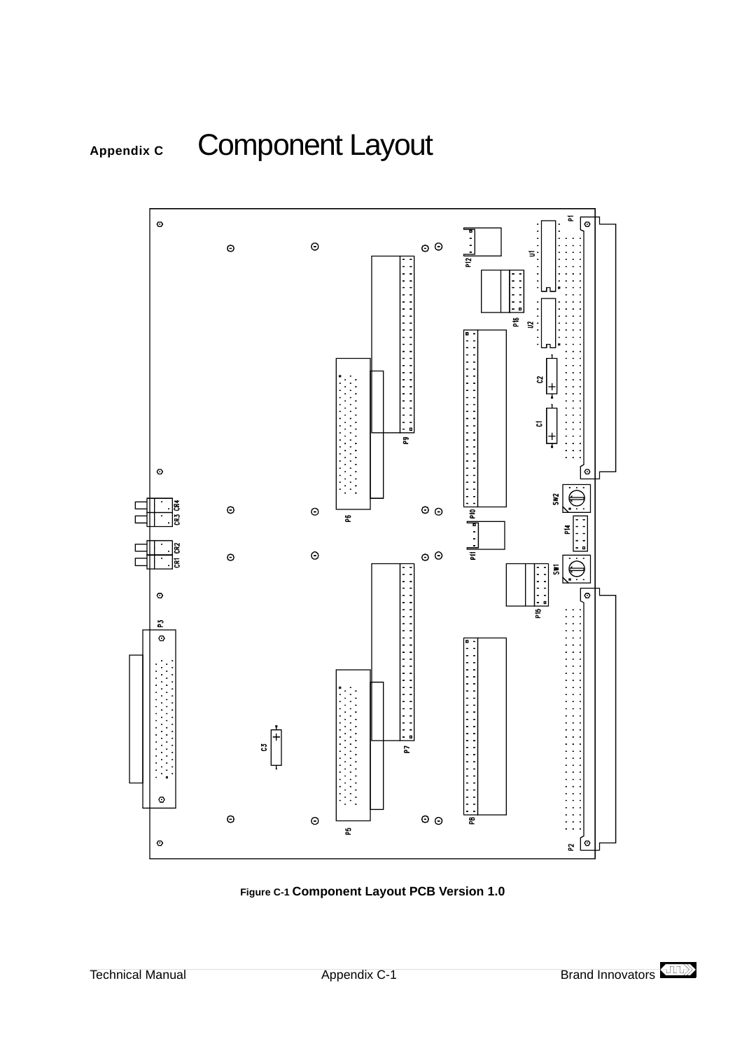# Appendix C Component Layout

Figure C-1 **Component Layout PCB Version 1.0**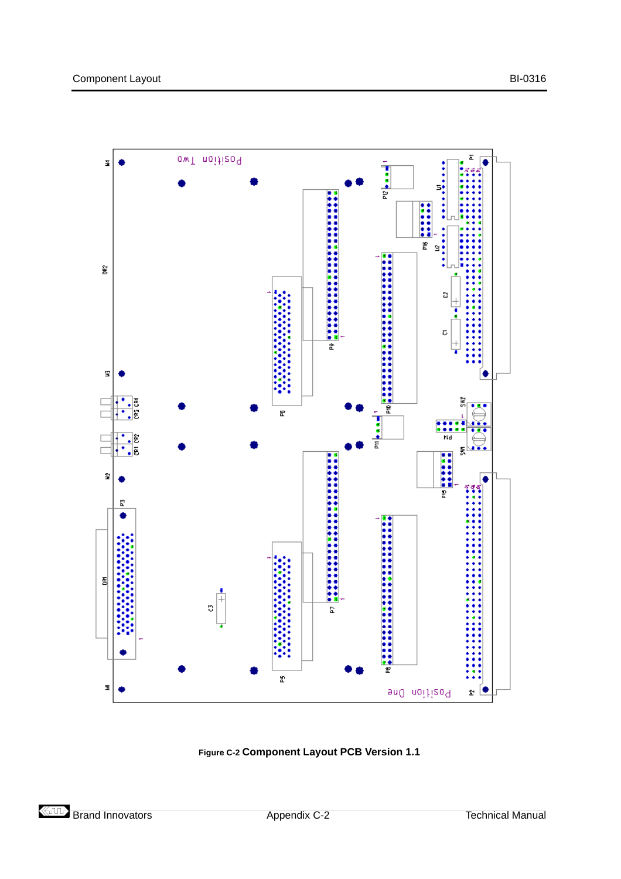Figure C-2 **Component Layout PCB Version 1.1**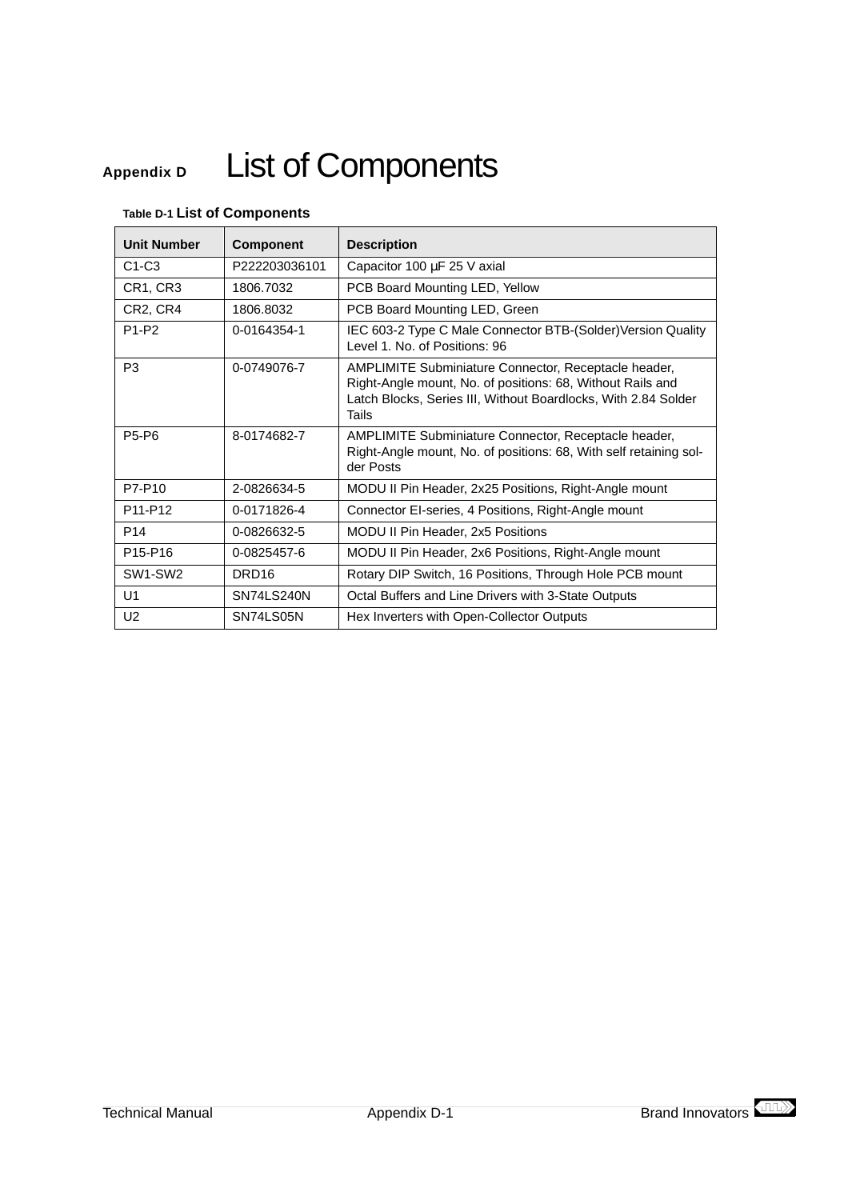# Appendix D List of Components

**Table D-1 List of Components**

| Unit Number | Component | Description |
|---|---|---|
| C1-C3 | P222203036101 | Capacitor 100 µF 25 V axial |
| CR1, CR3 | 1806.7032 | PCB Board Mounting LED, Yellow |
| CR2, CR4 | 1806.8032 | PCB Board Mounting LED, Green |
| P1-P2 | 0-0164354-1 | IEC 603-2 Type C Male Connector BTB-(Solder)Version Quality Level 1. No. of Positions: 96 |
| P3 | 0-0749076-7 | AMPLIMITE Subminiature Connector, Receptacle header, Right-Angle mount, No. of positions: 68, Without Rails and Latch Blocks, Series III, Without Boardlocks, With 2.84 Solder Tails |
| P5-P6 | 8-0174682-7 | AMPLIMITE Subminiature Connector, Receptacle header, Right-Angle mount, No. of positions: 68, With self retaining solder Posts |
| P7-P10 | 2-0826634-5 | MODU II Pin Header, 2x25 Positions, Right-Angle mount |
| P11-P12 | 0-0171826-4 | Connector EI-series, 4 Positions, Right-Angle mount |
| P14 | 0-0826632-5 | MODU II Pin Header, 2x5 Positions |
| P15-P16 | 0-0825457-6 | MODU II Pin Header, 2x6 Positions, Right-Angle mount |
| SW1-SW2 | DRD16 | Rotary DIP Switch, 16 Positions, Through Hole PCB mount |
| U1 | SN74LS240N | Octal Buffers and Line Drivers with 3-State Outputs |
| U2 | SN74LS05N | Hex Inverters with Open-Collector Outputs |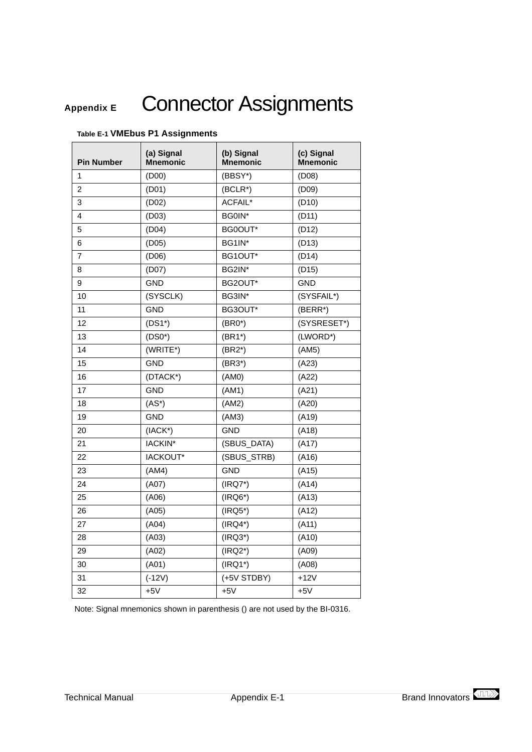# Appendix E Connector Assignments

**Table E-1 VMEbus P1 Assignments**

| Pin Number | (a) Signal Mnemonic | (b) Signal Mnemonic | (c) Signal Mnemonic |
|---|---|---|---|
| 1 | (D00) | (BBSY*) | (D08) |
| 2 | (D01) | (BCLR*) | (D09) |
| 3 | (D02) | ACFAIL* | (D10) |
| 4 | (D03) | BG0IN* | (D11) |
| 5 | (D04) | BG0OUT* | (D12) |
| 6 | (D05) | BG1IN* | (D13) |
| 7 | (D06) | BG1OUT* | (D14) |
| 8 | (D07) | BG2IN* | (D15) |
| 9 | GND | BG2OUT* | GND |
| 10 | (SYSCLK) | BG3IN* | (SYSFAIL*) |
| 11 | GND | BG3OUT* | (BERR*) |
| 12 | (DS1*) | (BR0*) | (SYSRESET*) |
| 13 | (DS0*) | (BR1*) | (LWORD*) |
| 14 | (WRITE*) | (BR2*) | (AM5) |
| 15 | GND | (BR3*) | (A23) |
| 16 | (DTACK*) | (AM0) | (A22) |
| 17 | GND | (AM1) | (A21) |
| 18 | (AS*) | (AM2) | (A20) |
| 19 | GND | (AM3) | (A19) |
| 20 | (IACK*) | GND | (A18) |
| 21 | IACKIN* | (SBUS_DATA) | (A17) |
| 22 | IACKOUT* | (SBUS_STRB) | (A16) |
| 23 | (AM4) | GND | (A15) |
| 24 | (A07) | (IRQ7*) | (A14) |
| 25 | (A06) | (IRQ6*) | (A13) |
| 26 | (A05) | (IRQ5*) | (A12) |
| 27 | (A04) | (IRQ4*) | (A11) |
| 28 | (A03) | (IRQ3*) | (A10) |
| 29 | (A02) | (IRQ2*) | (A09) |
| 30 | (A01) | (IRQ1*) | (A08) |
| 31 | (-12V) | (+5V STDBY) | +12V |
| 32 | +5V | +5V | +5V |

Note: Signal mnemonics shown in parenthesis () are not used by the BI-0316.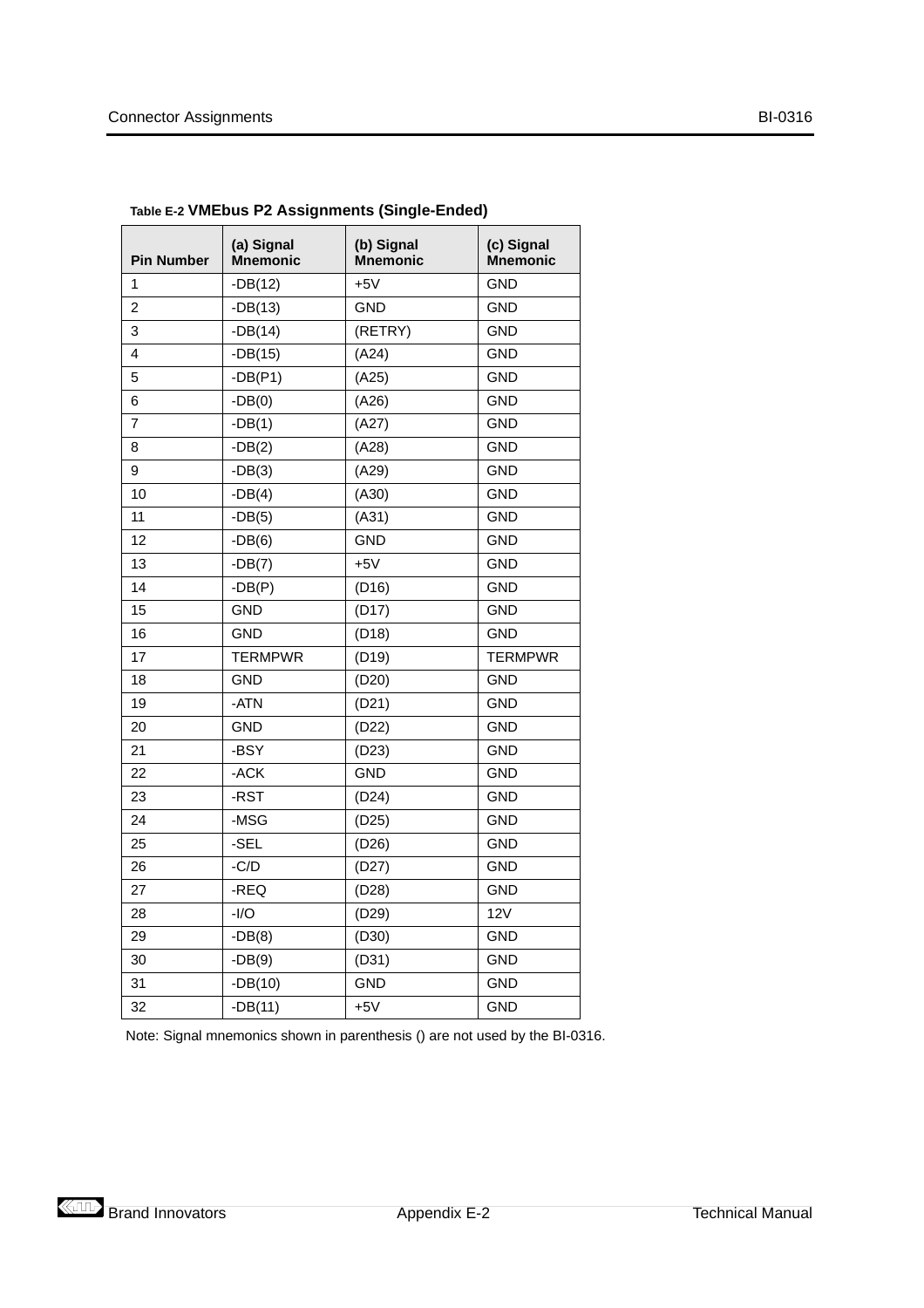**Table E-2 VMEbus P2 Assignments (Single-Ended)**

| Pin Number | (a) Signal Mnemonic | (b) Signal Mnemonic | (c) Signal Mnemonic |
|---|---|---|---|
| 1 | -DB(12) | +5V | GND |
| 2 | -DB(13) | GND | GND |
| 3 | -DB(14) | (RETRY) | GND |
| 4 | -DB(15) | (A24) | GND |
| 5 | -DB(P1) | (A25) | GND |
| 6 | -DB(0) | (A26) | GND |
| 7 | -DB(1) | (A27) | GND |
| 8 | -DB(2) | (A28) | GND |
| 9 | -DB(3) | (A29) | GND |
| 10 | -DB(4) | (A30) | GND |
| 11 | -DB(5) | (A31) | GND |
| 12 | -DB(6) | GND | GND |
| 13 | -DB(7) | +5V | GND |
| 14 | -DB(P) | (D16) | GND |
| 15 | GND | (D17) | GND |
| 16 | GND | (D18) | GND |
| 17 | TERMPWR | (D19) | TERMPWR |
| 18 | GND | (D20) | GND |
| 19 | -ATN | (D21) | GND |
| 20 | GND | (D22) | GND |
| 21 | -BSY | (D23) | GND |
| 22 | -ACK | GND | GND |
| 23 | -RST | (D24) | GND |
| 24 | -MSG | (D25) | GND |
| 25 | -SEL | (D26) | GND |
| 26 | -C/D | (D27) | GND |
| 27 | -REQ | (D28) | GND |
| 28 | -I/O | (D29) | 12V |
| 29 | -DB(8) | (D30) | GND |
| 30 | -DB(9) | (D31) | GND |
| 31 | -DB(10) | GND | GND |
| 32 | -DB(11) | +5V | GND |

Note: Signal mnemonics shown in parenthesis () are not used by the BI-0316.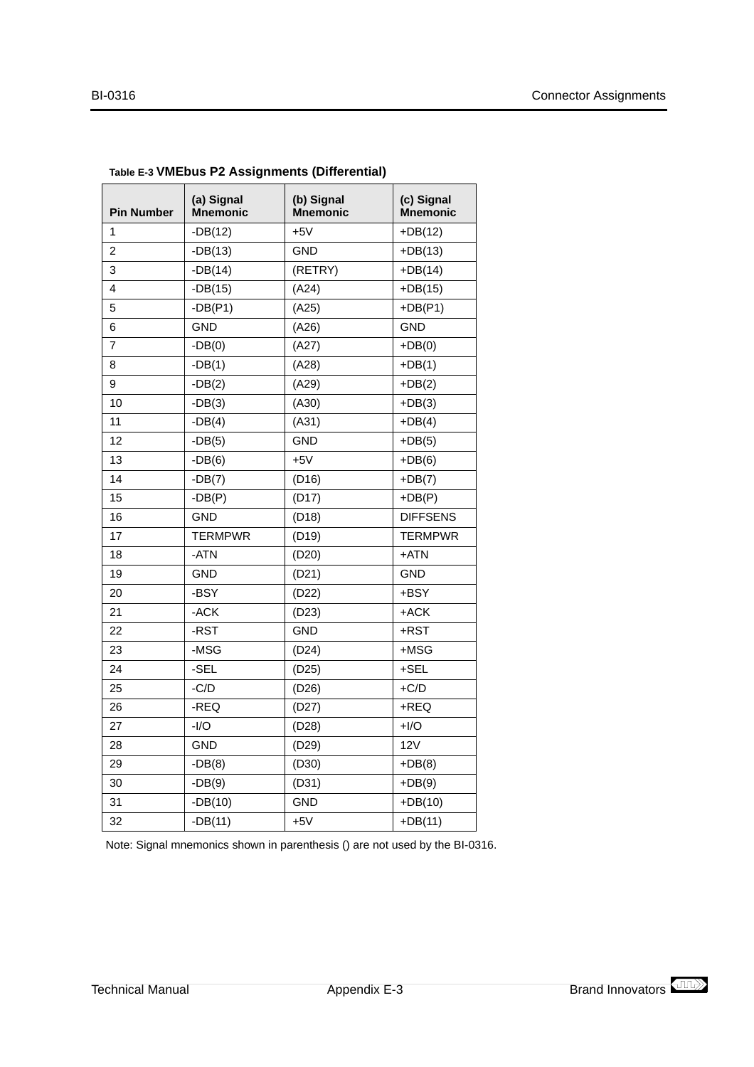Table E-3 **VMEbus P2 Assignments (Differential)**

| Pin Number | (a) Signal Mnemonic | (b) Signal Mnemonic | (c) Signal Mnemonic |
|---|---|---|---|
| 1 | -DB(12) | +5V | +DB(12) |
| 2 | -DB(13) | GND | +DB(13) |
| 3 | -DB(14) | (RETRY) | +DB(14) |
| 4 | -DB(15) | (A24) | +DB(15) |
| 5 | -DB(P1) | (A25) | +DB(P1) |
| 6 | GND | (A26) | GND |
| 7 | -DB(0) | (A27) | +DB(0) |
| 8 | -DB(1) | (A28) | +DB(1) |
| 9 | -DB(2) | (A29) | +DB(2) |
| 10 | -DB(3) | (A30) | +DB(3) |
| 11 | -DB(4) | (A31) | +DB(4) |
| 12 | -DB(5) | GND | +DB(5) |
| 13 | -DB(6) | +5V | +DB(6) |
| 14 | -DB(7) | (D16) | +DB(7) |
| 15 | -DB(P) | (D17) | +DB(P) |
| 16 | GND | (D18) | DIFFSENS |
| 17 | TERMPWR | (D19) | TERMPWR |
| 18 | -ATN | (D20) | +ATN |
| 19 | GND | (D21) | GND |
| 20 | -BSY | (D22) | +BSY |
| 21 | -ACK | (D23) | +ACK |
| 22 | -RST | GND | +RST |
| 23 | -MSG | (D24) | +MSG |
| 24 | -SEL | (D25) | +SEL |
| 25 | -C/D | (D26) | +C/D |
| 26 | -REQ | (D27) | +REQ |
| 27 | -I/O | (D28) | +I/O |
| 28 | GND | (D29) | 12V |
| 29 | -DB(8) | (D30) | +DB(8) |
| 30 | -DB(9) | (D31) | +DB(9) |
| 31 | -DB(10) | GND | +DB(10) |
| 32 | -DB(11) | +5V | +DB(11) |

Note: Signal mnemonics shown in parenthesis () are not used by the BI-0316.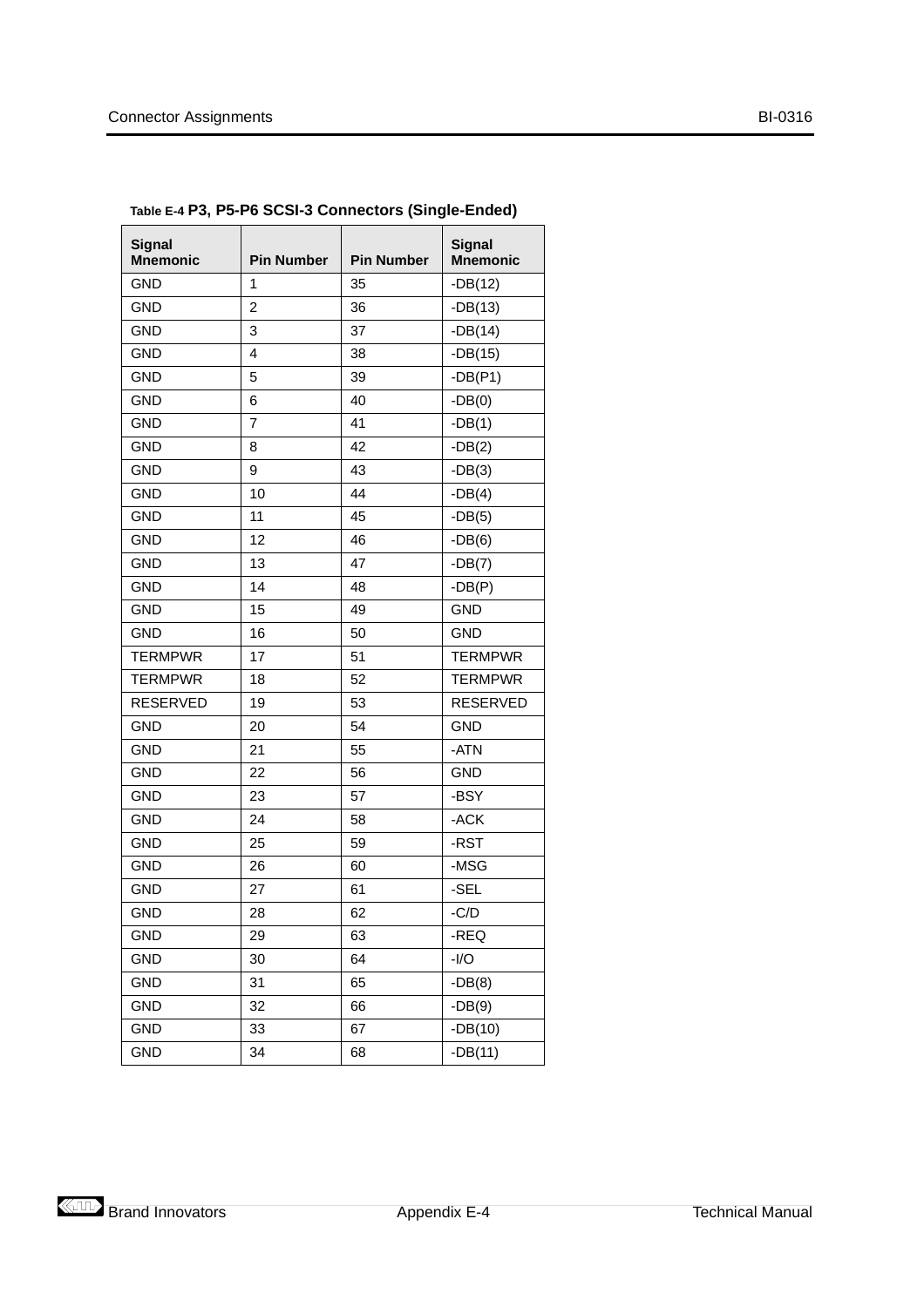**Table E-4 P3, P5-P6 SCSI-3 Connectors (Single-Ended)**

| Signal Mnemonic | Pin Number | Pin Number | Signal Mnemonic |
|---|---|---|---|
| GND | 1 | 35 | -DB(12) |
| GND | 2 | 36 | -DB(13) |
| GND | 3 | 37 | -DB(14) |
| GND | 4 | 38 | -DB(15) |
| GND | 5 | 39 | -DB(P1) |
| GND | 6 | 40 | -DB(0) |
| GND | 7 | 41 | -DB(1) |
| GND | 8 | 42 | -DB(2) |
| GND | 9 | 43 | -DB(3) |
| GND | 10 | 44 | -DB(4) |
| GND | 11 | 45 | -DB(5) |
| GND | 12 | 46 | -DB(6) |
| GND | 13 | 47 | -DB(7) |
| GND | 14 | 48 | -DB(P) |
| GND | 15 | 49 | GND |
| GND | 16 | 50 | GND |
| TERMPWR | 17 | 51 | TERMPWR |
| TERMPWR | 18 | 52 | TERMPWR |
| RESERVED | 19 | 53 | RESERVED |
| GND | 20 | 54 | GND |
| GND | 21 | 55 | -ATN |
| GND | 22 | 56 | GND |
| GND | 23 | 57 | -BSY |
| GND | 24 | 58 | -ACK |
| GND | 25 | 59 | -RST |
| GND | 26 | 60 | -MSG |
| GND | 27 | 61 | -SEL |
| GND | 28 | 62 | -C/D |
| GND | 29 | 63 | -REQ |
| GND | 30 | 64 | -I/O |
| GND | 31 | 65 | -DB(8) |
| GND | 32 | 66 | -DB(9) |
| GND | 33 | 67 | -DB(10) |
| GND | 34 | 68 | -DB(11) |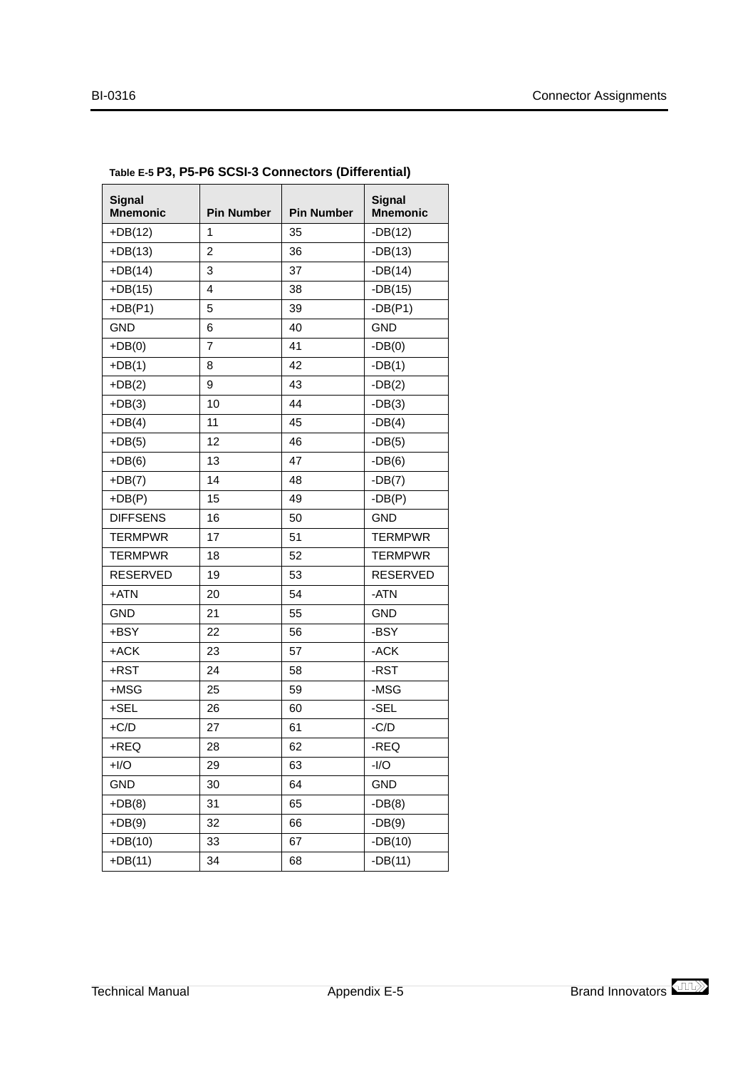Table E-5 **P3, P5-P6 SCSI-3 Connectors (Differential)**

| Signal Mnemonic | Pin Number | Pin Number | Signal Mnemonic |
|---|---|---|---|
| +DB(12) | 1 | 35 | -DB(12) |
| +DB(13) | 2 | 36 | -DB(13) |
| +DB(14) | 3 | 37 | -DB(14) |
| +DB(15) | 4 | 38 | -DB(15) |
| +DB(P1) | 5 | 39 | -DB(P1) |
| GND | 6 | 40 | GND |
| +DB(0) | 7 | 41 | -DB(0) |
| +DB(1) | 8 | 42 | -DB(1) |
| +DB(2) | 9 | 43 | -DB(2) |
| +DB(3) | 10 | 44 | -DB(3) |
| +DB(4) | 11 | 45 | -DB(4) |
| +DB(5) | 12 | 46 | -DB(5) |
| +DB(6) | 13 | 47 | -DB(6) |
| +DB(7) | 14 | 48 | -DB(7) |
| +DB(P) | 15 | 49 | -DB(P) |
| DIFFSENS | 16 | 50 | GND |
| TERMPWR | 17 | 51 | TERMPWR |
| TERMPWR | 18 | 52 | TERMPWR |
| RESERVED | 19 | 53 | RESERVED |
| +ATN | 20 | 54 | -ATN |
| GND | 21 | 55 | GND |
| +BSY | 22 | 56 | -BSY |
| +ACK | 23 | 57 | -ACK |
| +RST | 24 | 58 | -RST |
| +MSG | 25 | 59 | -MSG |
| +SEL | 26 | 60 | -SEL |
| +C/D | 27 | 61 | -C/D |
| +REQ | 28 | 62 | -REQ |
| +I/O | 29 | 63 | -I/O |
| GND | 30 | 64 | GND |
| +DB(8) | 31 | 65 | -DB(8) |
| +DB(9) | 32 | 66 | -DB(9) |
| +DB(10) | 33 | 67 | -DB(10) |
| +DB(11) | 34 | 68 | -DB(11) |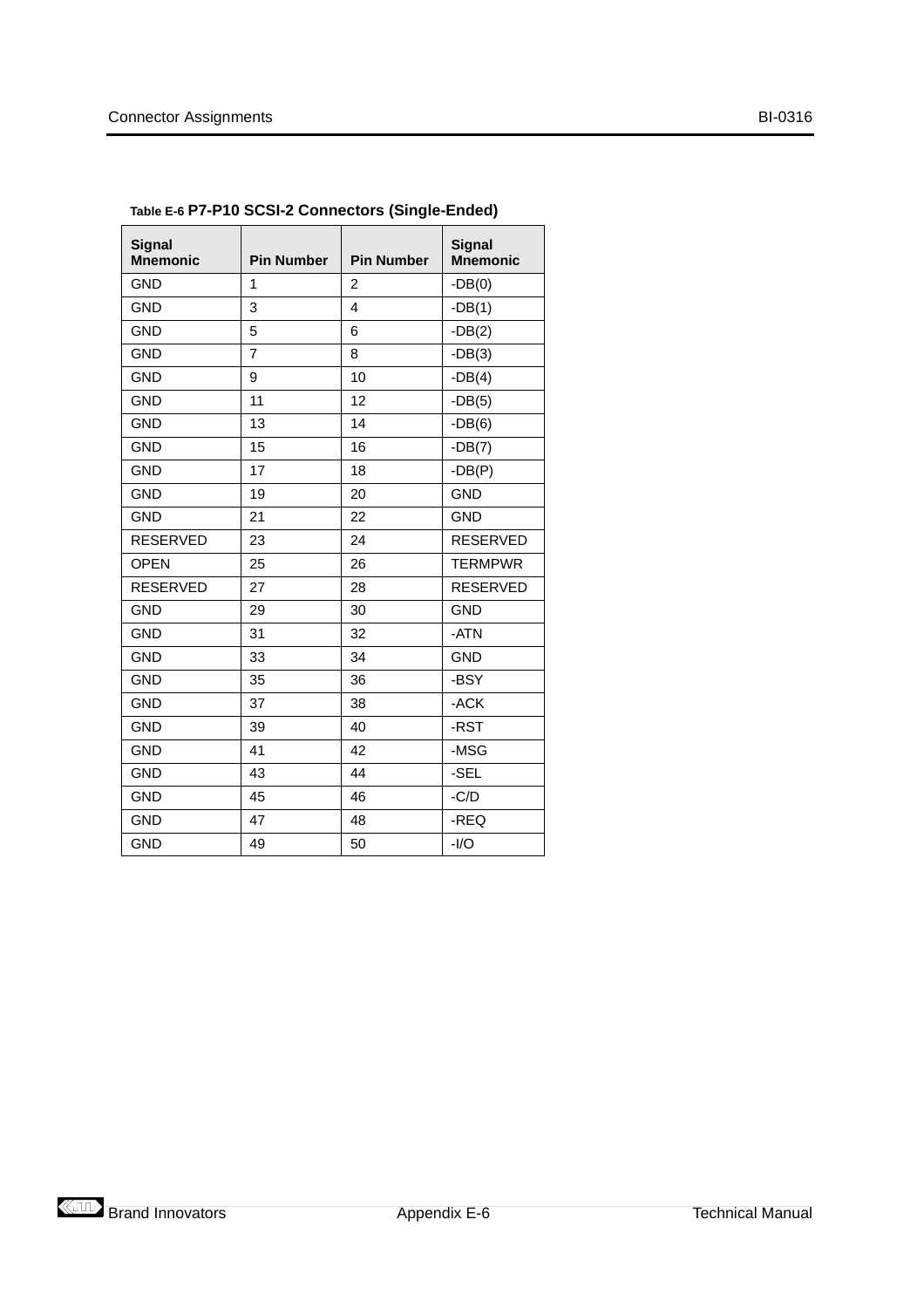**Table E-6 P7-P10 SCSI-2 Connectors (Single-Ended)**

| Signal Mnemonic | Pin Number | Pin Number | Signal Mnemonic |
|---|---|---|---|
| GND | 1 | 2 | -DB(0) |
| GND | 3 | 4 | -DB(1) |
| GND | 5 | 6 | -DB(2) |
| GND | 7 | 8 | -DB(3) |
| GND | 9 | 10 | -DB(4) |
| GND | 11 | 12 | -DB(5) |
| GND | 13 | 14 | -DB(6) |
| GND | 15 | 16 | -DB(7) |
| GND | 17 | 18 | -DB(P) |
| GND | 19 | 20 | GND |
| GND | 21 | 22 | GND |
| RESERVED | 23 | 24 | RESERVED |
| OPEN | 25 | 26 | TERMPWR |
| RESERVED | 27 | 28 | RESERVED |
| GND | 29 | 30 | GND |
| GND | 31 | 32 | -ATN |
| GND | 33 | 34 | GND |
| GND | 35 | 36 | -BSY |
| GND | 37 | 38 | -ACK |
| GND | 39 | 40 | -RST |
| GND | 41 | 42 | -MSG |
| GND | 43 | 44 | -SEL |
| GND | 45 | 46 | -C/D |
| GND | 47 | 48 | -REQ |
| GND | 49 | 50 | -I/O |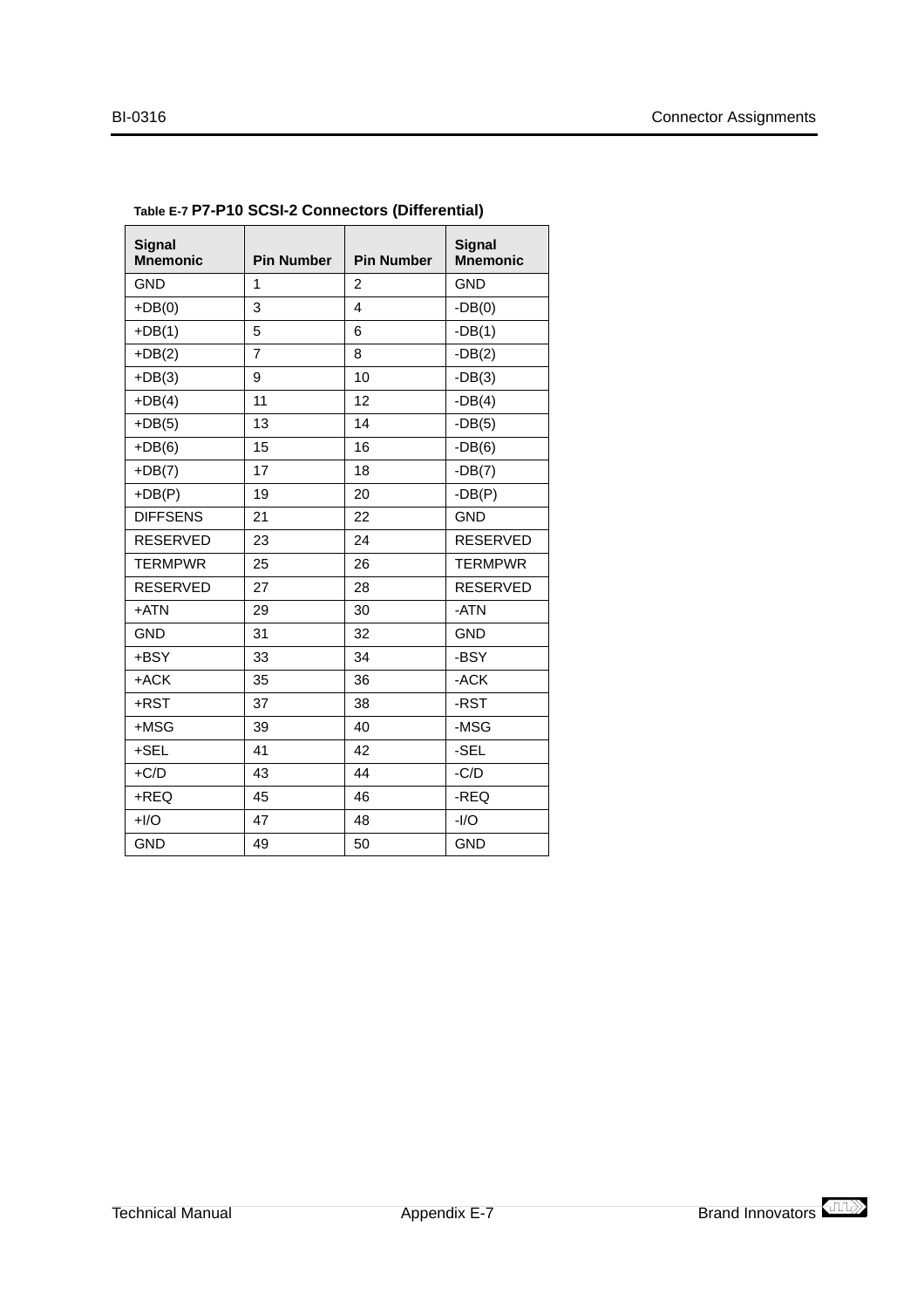Table E-7 **P7-P10 SCSI-2 Connectors (Differential)**

| Signal Mnemonic | Pin Number | Pin Number | Signal Mnemonic |
|---|---|---|---|
| GND | 1 | 2 | GND |
| +DB(0) | 3 | 4 | -DB(0) |
| +DB(1) | 5 | 6 | -DB(1) |
| +DB(2) | 7 | 8 | -DB(2) |
| +DB(3) | 9 | 10 | -DB(3) |
| +DB(4) | 11 | 12 | -DB(4) |
| +DB(5) | 13 | 14 | -DB(5) |
| +DB(6) | 15 | 16 | -DB(6) |
| +DB(7) | 17 | 18 | -DB(7) |
| +DB(P) | 19 | 20 | -DB(P) |
| DIFFSENS | 21 | 22 | GND |
| RESERVED | 23 | 24 | RESERVED |
| TERMPWR | 25 | 26 | TERMPWR |
| RESERVED | 27 | 28 | RESERVED |
| +ATN | 29 | 30 | -ATN |
| GND | 31 | 32 | GND |
| +BSY | 33 | 34 | -BSY |
| +ACK | 35 | 36 | -ACK |
| +RST | 37 | 38 | -RST |
| +MSG | 39 | 40 | -MSG |
| +SEL | 41 | 42 | -SEL |
| +C/D | 43 | 44 | -C/D |
| +REQ | 45 | 46 | -REQ |
| +I/O | 47 | 48 | -I/O |
| GND | 49 | 50 | GND |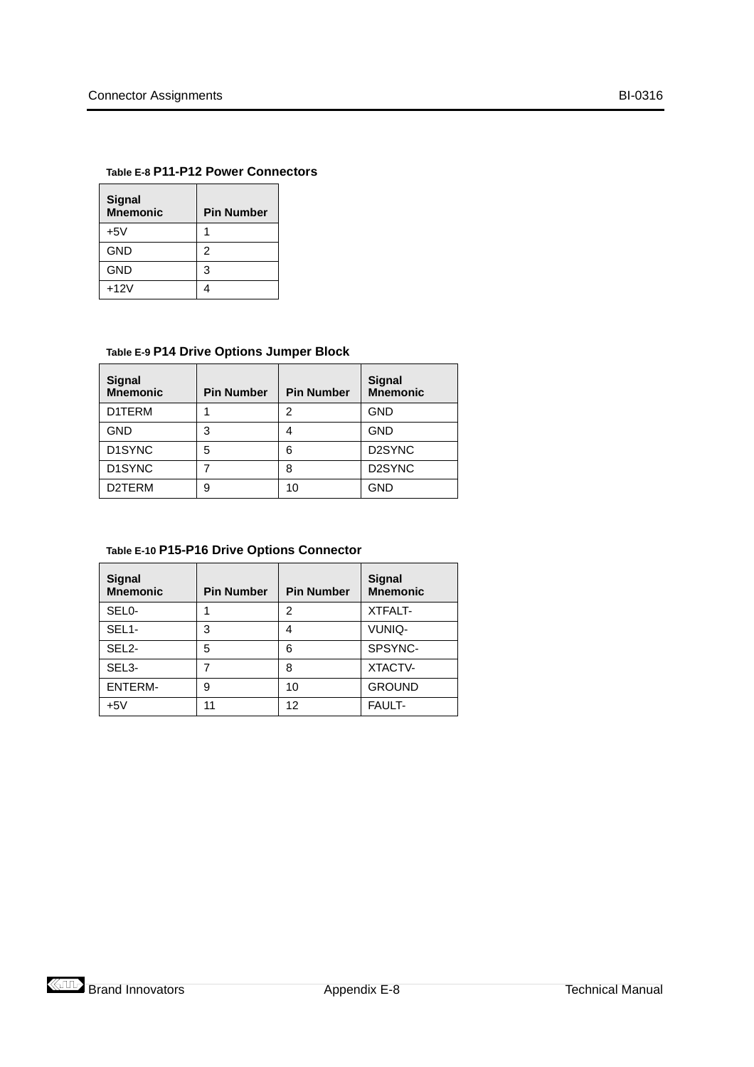Table E-8 **P11-P12 Power Connectors**

| Signal Mnemonic | Pin Number |
|---|---|
| +5V | 1 |
| GND | 2 |
| GND | 3 |
| +12V | 4 |

Table E-9 **P14 Drive Options Jumper Block**

| Signal Mnemonic | Pin Number | Pin Number | Signal Mnemonic |
|---|---|---|---|
| D1TERM | 1 | 2 | GND |
| GND | 3 | 4 | GND |
| D1SYNC | 5 | 6 | D2SYNC |
| D1SYNC | 7 | 8 | D2SYNC |
| D2TERM | 9 | 10 | GND |

Table E-10 **P15-P16 Drive Options Connector**

| Signal Mnemonic | Pin Number | Pin Number | Signal Mnemonic |
|---|---|---|---|
| SEL0- | 1 | 2 | XTFALT- |
| SEL1- | 3 | 4 | VUNIQ- |
| SEL2- | 5 | 6 | SPSYNC- |
| SEL3- | 7 | 8 | XTACTV- |
| ENTERM- | 9 | 10 | GROUND |
| +5V | 11 | 12 | FAULT- |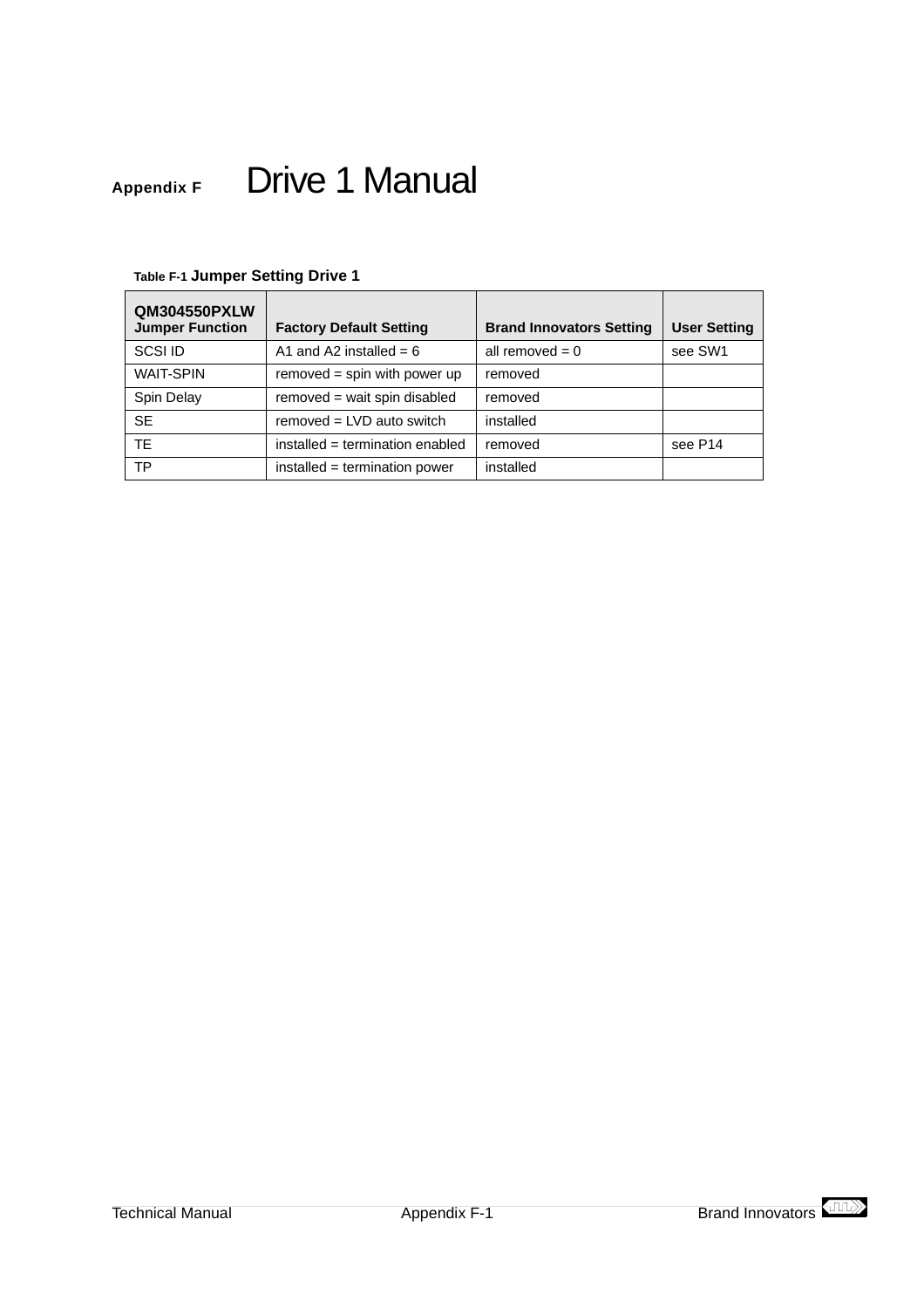# Appendix F Drive 1 Manual

**Table F-1 Jumper Setting Drive 1**

| QM304550PXLW Jumper Function | Factory Default Setting | Brand Innovators Setting | User Setting |
|---|---|---|---|
| SCSI ID | A1 and A2 installed = 6 | all removed = 0 | see SW1 |
| WAIT-SPIN | removed = spin with power up | removed | |
| Spin Delay | removed = wait spin disabled | removed | |
| SE | removed = LVD auto switch | installed | |
| TE | installed = termination enabled | removed | see P14 |
| TP | installed = termination power | installed | |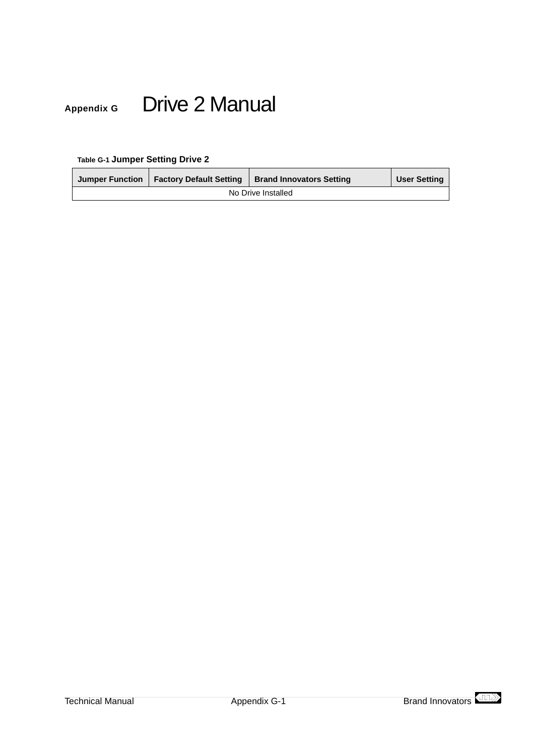# Appendix G Drive 2 Manual

**Table G-1 Jumper Setting Drive 2**

| Jumper Function | Factory Default Setting | Brand Innovators Setting | User Setting |
| --- | --- | --- | --- |
| No Drive Installed | | | |